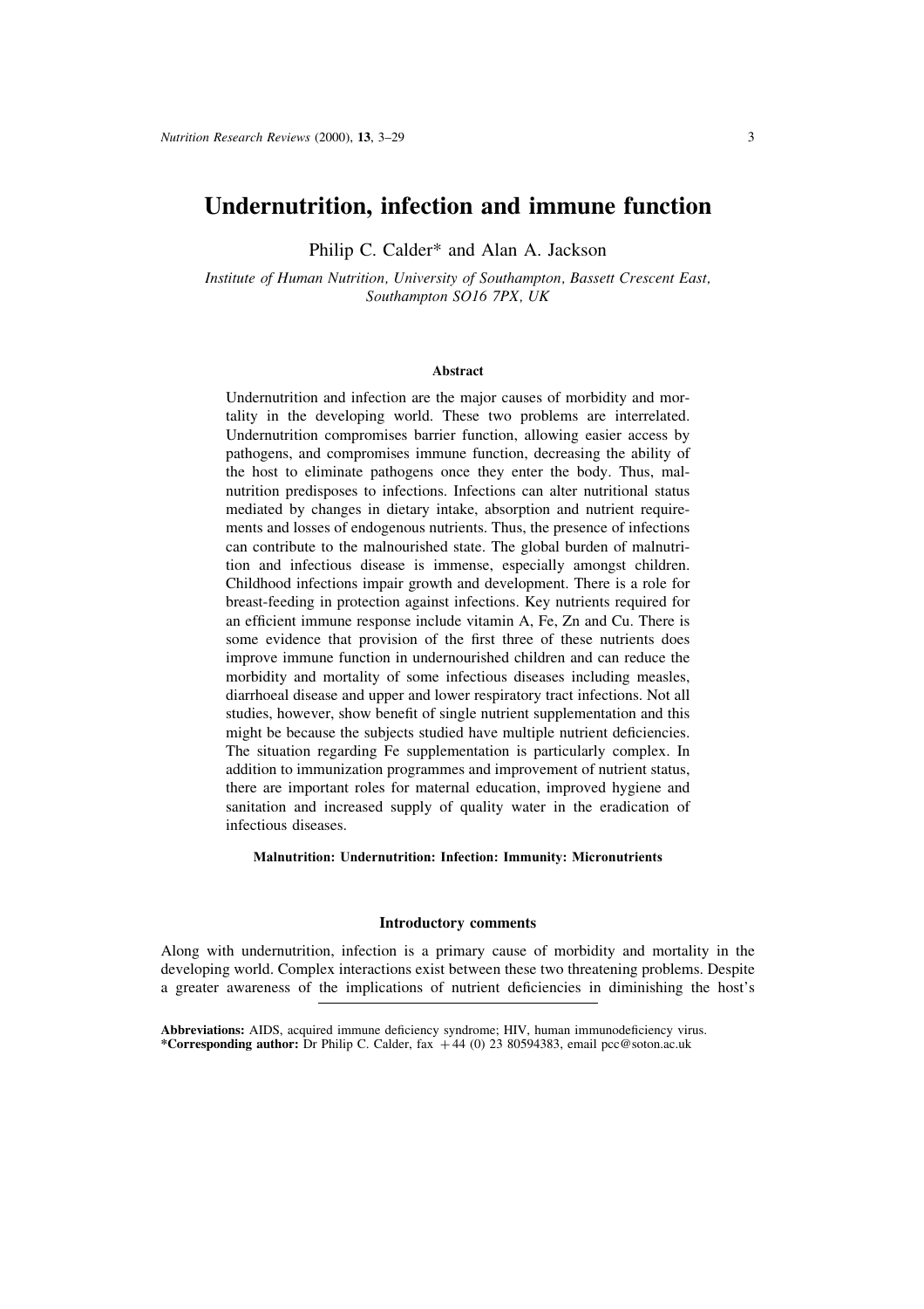# Undernutrition, infection and immune function

Philip C. Calder* and Alan A. Jackson

*Institute of Human Nutrition, University of Southampton, Bassett Crescent East, Southampton SO16 7PX, UK*

### Abstract

Undernutrition and infection are the major causes of morbidity and mortality in the developing world. These two problems are interrelated. Undernutrition compromises barrier function, allowing easier access by pathogens, and compromises immune function, decreasing the ability of the host to eliminate pathogens once they enter the body. Thus, malnutrition predisposes to infections. Infections can alter nutritional status mediated by changes in dietary intake, absorption and nutrient requirements and losses of endogenous nutrients. Thus, the presence of infections can contribute to the malnourished state. The global burden of malnutrition and infectious disease is immense, especially amongst children. Childhood infections impair growth and development. There is a role for breast-feeding in protection against infections. Key nutrients required for an efficient immune response include vitamin A, Fe, Zn and Cu. There is some evidence that provision of the first three of these nutrients does improve immune function in undernourished children and can reduce the morbidity and mortality of some infectious diseases including measles, diarrhoeal disease and upper and lower respiratory tract infections. Not all studies, however, show benefit of single nutrient supplementation and this might be because the subjects studied have multiple nutrient deficiencies. The situation regarding Fe supplementation is particularly complex. In addition to immunization programmes and improvement of nutrient status, there are important roles for maternal education, improved hygiene and sanitation and increased supply of quality water in the eradication of infectious diseases.

**Malnutrition: Undernutrition: Infection: Immunity: Micronutrients**

## Introductory comments

Along with undernutrition, infection is a primary cause of morbidity and mortality in the developing world. Complex interactions exist between these two threatening problems. Despite a greater awareness of the implications of nutrient deficiencies in diminishing the host's

**Abbreviations:** AIDS, acquired immune deficiency syndrome; HIV, human immunodeficiency virus.
***Corresponding author:** Dr Philip C. Calder, fax +44 (0) 23 80594383, email pcc@soton.ac.uk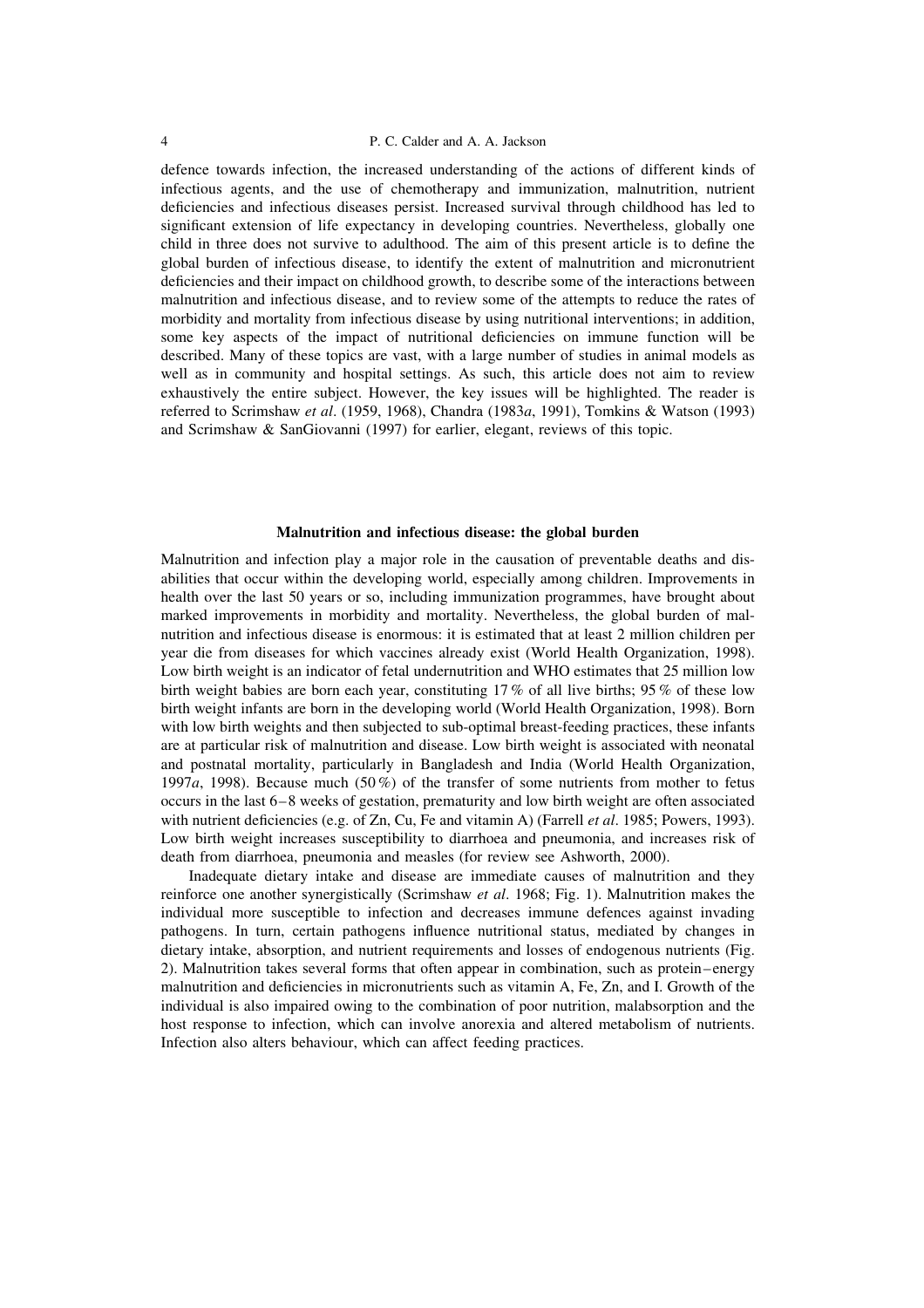defence towards infection, the increased understanding of the actions of different kinds of infectious agents, and the use of chemotherapy and immunization, malnutrition, nutrient deficiencies and infectious diseases persist. Increased survival through childhood has led to significant extension of life expectancy in developing countries. Nevertheless, globally one child in three does not survive to adulthood. The aim of this present article is to define the global burden of infectious disease, to identify the extent of malnutrition and micronutrient deficiencies and their impact on childhood growth, to describe some of the interactions between malnutrition and infectious disease, and to review some of the attempts to reduce the rates of morbidity and mortality from infectious disease by using nutritional interventions; in addition, some key aspects of the impact of nutritional deficiencies on immune function will be described. Many of these topics are vast, with a large number of studies in animal models as well as in community and hospital settings. As such, this article does not aim to review exhaustively the entire subject. However, the key issues will be highlighted. The reader is referred to Scrimshaw *et al*. (1959, 1968), Chandra (1983*a*, 1991), Tomkins & Watson (1993) and Scrimshaw & SanGiovanni (1997) for earlier, elegant, reviews of this topic.

## Malnutrition and infectious disease: the global burden

Malnutrition and infection play a major role in the causation of preventable deaths and disabilities that occur within the developing world, especially among children. Improvements in health over the last 50 years or so, including immunization programmes, have brought about marked improvements in morbidity and mortality. Nevertheless, the global burden of malnutrition and infectious disease is enormous: it is estimated that at least 2 million children per year die from diseases for which vaccines already exist (World Health Organization, 1998). Low birth weight is an indicator of fetal undernutrition and WHO estimates that 25 million low birth weight babies are born each year, constituting 17 % of all live births; 95 % of these low birth weight infants are born in the developing world (World Health Organization, 1998). Born with low birth weights and then subjected to sub-optimal breast-feeding practices, these infants are at particular risk of malnutrition and disease. Low birth weight is associated with neonatal and postnatal mortality, particularly in Bangladesh and India (World Health Organization, 1997*a*, 1998). Because much (50 %) of the transfer of some nutrients from mother to fetus occurs in the last 6–8 weeks of gestation, prematurity and low birth weight are often associated with nutrient deficiencies (e.g. of Zn, Cu, Fe and vitamin A) (Farrell *et al*. 1985; Powers, 1993). Low birth weight increases susceptibility to diarrhoea and pneumonia, and increases risk of death from diarrhoea, pneumonia and measles (for review see Ashworth, 2000).

Inadequate dietary intake and disease are immediate causes of malnutrition and they reinforce one another synergistically (Scrimshaw *et al*. 1968; Fig. 1). Malnutrition makes the individual more susceptible to infection and decreases immune defences against invading pathogens. In turn, certain pathogens influence nutritional status, mediated by changes in dietary intake, absorption, and nutrient requirements and losses of endogenous nutrients (Fig. 2). Malnutrition takes several forms that often appear in combination, such as protein–energy malnutrition and deficiencies in micronutrients such as vitamin A, Fe, Zn, and I. Growth of the individual is also impaired owing to the combination of poor nutrition, malabsorption and the host response to infection, which can involve anorexia and altered metabolism of nutrients. Infection also alters behaviour, which can affect feeding practices.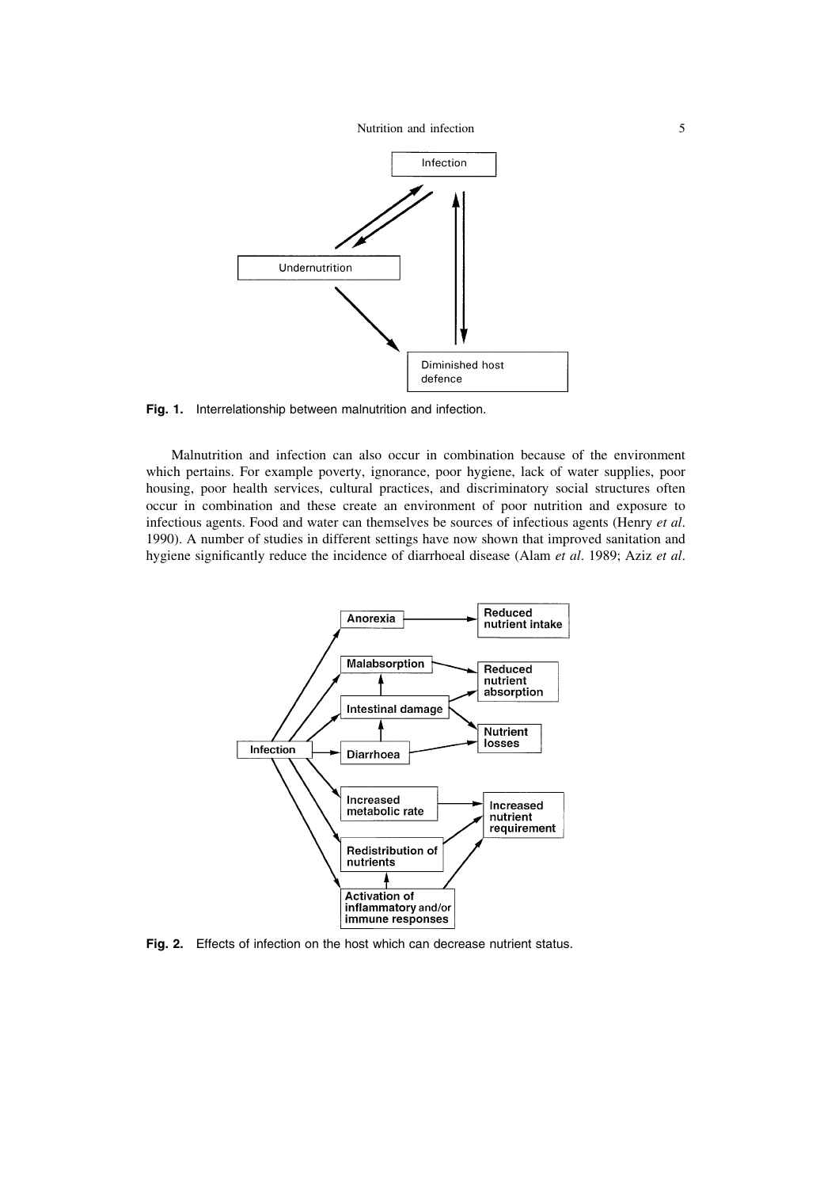Infection

Undernutrition

Diminished host defence

**Fig. 1.** Interrelationship between malnutrition and infection.

Malnutrition and infection can also occur in combination because of the environment which pertains. For example poverty, ignorance, poor hygiene, lack of water supplies, poor housing, poor health services, cultural practices, and discriminatory social structures often occur in combination and these create an environment of poor nutrition and exposure to infectious agents. Food and water can themselves be sources of infectious agents (Henry *et al*. 1990). A number of studies in different settings have now shown that improved sanitation and hygiene significantly reduce the incidence of diarrhoeal disease (Alam *et al*. 1989; Aziz *et al*.

Anorexia

Reduced nutrient intake

Malabsorption

Reduced nutrient absorption

Intestinal damage

Nutrient losses

Infection

Diarrhoea

Increased metabolic rate

Increased nutrient requirement

Redistribution of nutrients

Activation of inflammatory and/or immune responses

**Fig. 2.** Effects of infection on the host which can decrease nutrient status.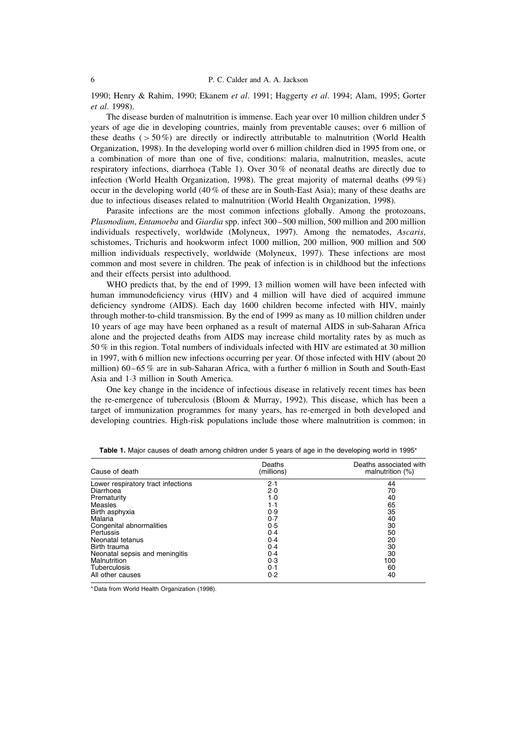1990; Henry & Rahim, 1990; Ekanem *et al*. 1991; Haggerty *et al*. 1994; Alam, 1995; Gorter *et al*. 1998).

The disease burden of malnutrition is immense. Each year over 10 million children under 5 years of age die in developing countries, mainly from preventable causes; over 6 million of these deaths ( > 50 %) are directly or indirectly attributable to malnutrition (World Health Organization, 1998). In the developing world over 6 million children died in 1995 from one, or a combination of more than one of five, conditions: malaria, malnutrition, measles, acute respiratory infections, diarrhoea (Table 1). Over 30 % of neonatal deaths are directly due to infection (World Health Organization, 1998). The great majority of maternal deaths (99 %) occur in the developing world (40 % of these are in South-East Asia); many of these deaths are due to infectious diseases related to malnutrition (World Health Organization, 1998).

Parasite infections are the most common infections globally. Among the protozoans, *Plasmodium*, *Entamoeba* and *Giardia* spp. infect 300–500 million, 500 million and 200 million individuals respectively, worldwide (Molyneux, 1997). Among the nematodes, *Ascaris*, schistomes, Trichuris and hookworm infect 1000 million, 200 million, 900 million and 500 million individuals respectively, worldwide (Molyneux, 1997). These infections are most common and most severe in children. The peak of infection is in childhood but the infections and their effects persist into adulthood.

WHO predicts that, by the end of 1999, 13 million women will have been infected with human immunodeficiency virus (HIV) and 4 million will have died of acquired immune deficiency syndrome (AIDS). Each day 1600 children become infected with HIV, mainly through mother-to-child transmission. By the end of 1999 as many as 10 million children under 10 years of age may have been orphaned as a result of maternal AIDS in sub-Saharan Africa alone and the projected deaths from AIDS may increase child mortality rates by as much as 50 % in this region. Total numbers of individuals infected with HIV are estimated at 30 million in 1997, with 6 million new infections occurring per year. Of those infected with HIV (about 20 million) 60–65 % are in sub-Saharan Africa, with a further 6 million in South and South-East Asia and 1·3 million in South America.

One key change in the incidence of infectious disease in relatively recent times has been the re-emergence of tuberculosis (Bloom & Murray, 1992). This disease, which has been a target of immunization programmes for many years, has re-emerged in both developed and developing countries. High-risk populations include those where malnutrition is common; in

**Table 1.** Major causes of death among children under 5 years of age in the developing world in 1995*

| Cause of death | Deaths (millions) | Deaths associated with malnutrition (%) |
|---|---|---|
| Lower respiratory tract infections | 2·1 | 44 |
| Diarrhoea | 2·0 | 70 |
| Prematurity | 1·0 | 40 |
| Measles | 1·1 | 65 |
| Birth asphyxia | 0·9 | 35 |
| Malaria | 0·7 | 40 |
| Congenital abnormalities | 0·5 | 30 |
| Pertussis | 0·4 | 50 |
| Neonatal tetanus | 0·4 | 20 |
| Birth trauma | 0·4 | 30 |
| Neonatal sepsis and meningitis | 0·4 | 30 |
| Malnutrition | 0·3 | 100 |
| Tuberculosis | 0·1 | 60 |
| All other causes | 0·2 | 40 |

* Data from World Health Organization (1998).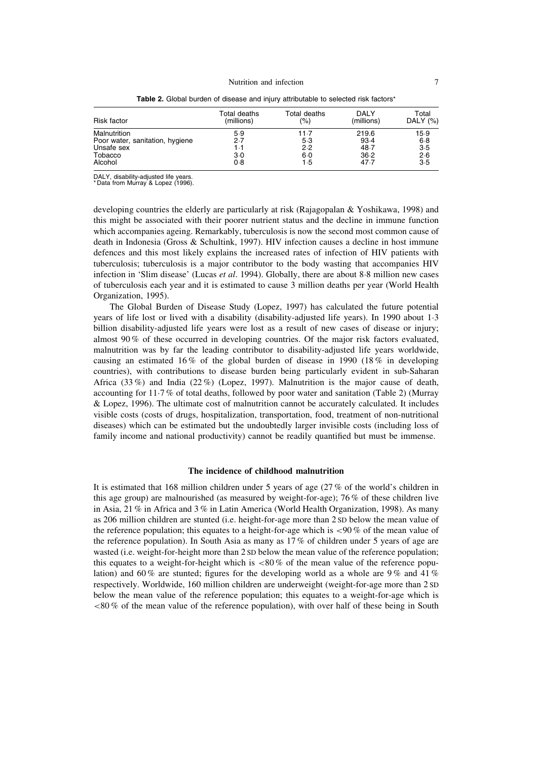**Table 2.** Global burden of disease and injury attributable to selected risk factors*

| Risk factor | Total deaths (millions) | Total deaths (%) | DALY (millions) | Total DALY (%) |
|---|---|---|---|---|
| Malnutrition | 5·9 | 11·7 | 219.6 | 15·9 |
| Poor water, sanitation, hygiene | 2·7 | 5·3 | 93·4 | 6·8 |
| Unsafe sex | 1·1 | 2·2 | 48·7 | 3·5 |
| Tobacco | 3·0 | 6·0 | 36·2 | 2·6 |
| Alcohol | 0·8 | 1·5 | 47·7 | 3·5 |

DALY, disability-adjusted life years.
*Data from Murray & Lopez (1996).

developing countries the elderly are particularly at risk (Rajagopalan & Yoshikawa, 1998) and this might be associated with their poorer nutrient status and the decline in immune function which accompanies ageing. Remarkably, tuberculosis is now the second most common cause of death in Indonesia (Gross & Schultink, 1997). HIV infection causes a decline in host immune defences and this most likely explains the increased rates of infection of HIV patients with tuberculosis; tuberculosis is a major contributor to the body wasting that accompanies HIV infection in 'Slim disease' (Lucas *et al*. 1994). Globally, there are about 8·8 million new cases of tuberculosis each year and it is estimated to cause 3 million deaths per year (World Health Organization, 1995).

The Global Burden of Disease Study (Lopez, 1997) has calculated the future potential years of life lost or lived with a disability (disability-adjusted life years). In 1990 about 1·3 billion disability-adjusted life years were lost as a result of new cases of disease or injury; almost 90 % of these occurred in developing countries. Of the major risk factors evaluated, malnutrition was by far the leading contributor to disability-adjusted life years worldwide, causing an estimated 16 % of the global burden of disease in 1990 (18 % in developing countries), with contributions to disease burden being particularly evident in sub-Saharan Africa (33 %) and India (22 %) (Lopez, 1997). Malnutrition is the major cause of death, accounting for 11·7 % of total deaths, followed by poor water and sanitation (Table 2) (Murray & Lopez, 1996). The ultimate cost of malnutrition cannot be accurately calculated. It includes visible costs (costs of drugs, hospitalization, transportation, food, treatment of non-nutritional diseases) which can be estimated but the undoubtedly larger invisible costs (including loss of family income and national productivity) cannot be readily quantified but must be immense.

## The incidence of childhood malnutrition

It is estimated that 168 million children under 5 years of age (27 % of the world's children in this age group) are malnourished (as measured by weight-for-age); 76 % of these children live in Asia, 21 % in Africa and 3 % in Latin America (World Health Organization, 1998). As many as 206 million children are stunted (i.e. height-for-age more than 2 SD below the mean value of the reference population; this equates to a height-for-age which is <90 % of the mean value of the reference population). In South Asia as many as 17 % of children under 5 years of age are wasted (i.e. weight-for-height more than 2 SD below the mean value of the reference population; this equates to a weight-for-height which is <80 % of the mean value of the reference population) and 60 % are stunted; figures for the developing world as a whole are 9 % and 41 % respectively. Worldwide, 160 million children are underweight (weight-for-age more than 2 SD below the mean value of the reference population; this equates to a weight-for-age which is <80 % of the mean value of the reference population), with over half of these being in South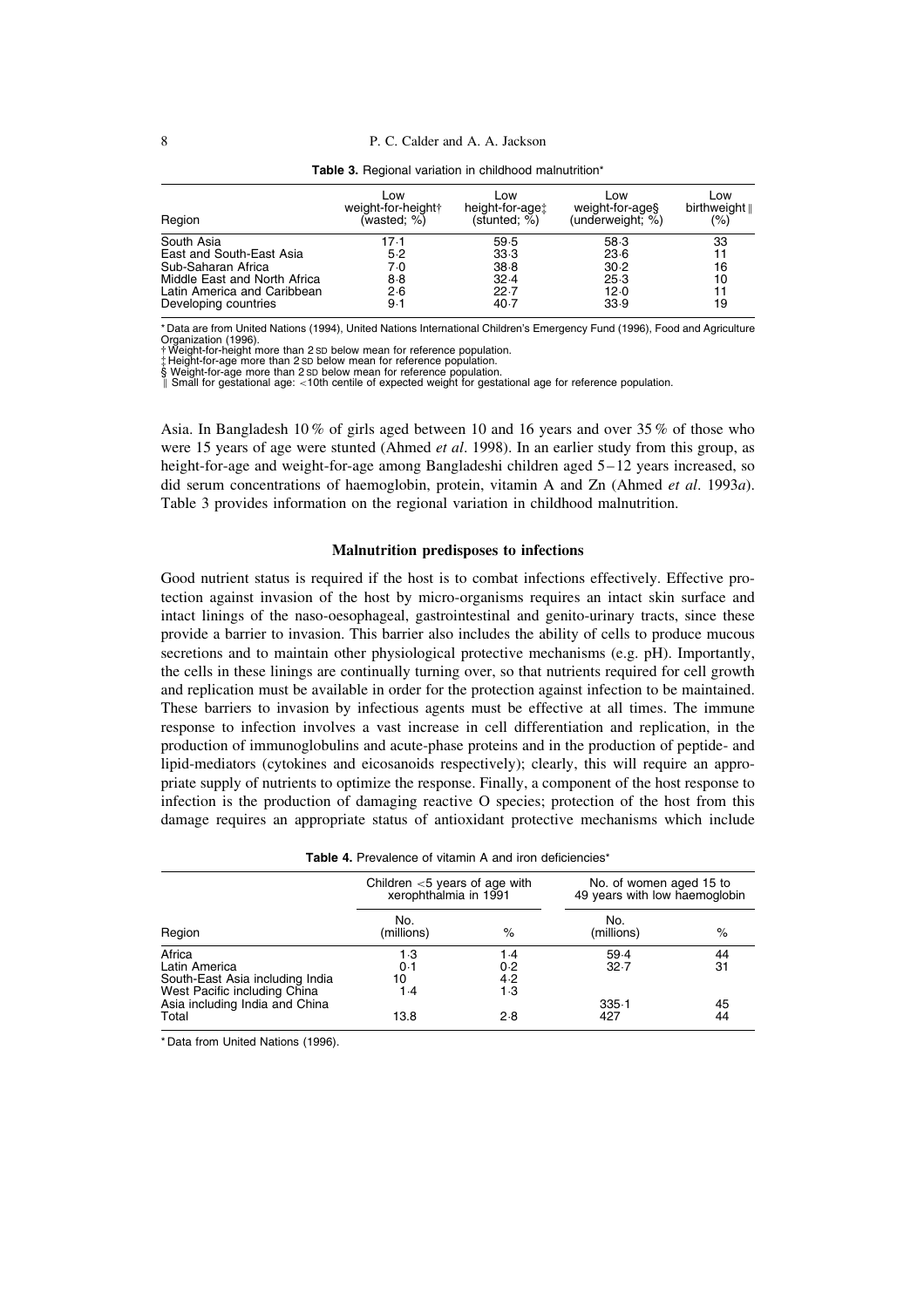**Table 3.** Regional variation in childhood malnutrition*

| Region | Low weight-for-height† (wasted; %) | Low height-for-age‡ (stunted; %) | Low weight-for-age§ (underweight; %) | Low birthweight‖ (%) |
|---|---|---|---|---|
| South Asia | 17·1 | 59·5 | 58·3 | 33 |
| East and South-East Asia | 5·2 | 33·3 | 23·6 | 11 |
| Sub-Saharan Africa | 7·0 | 38·8 | 30·2 | 16 |
| Middle East and North Africa | 8·8 | 32·4 | 25·3 | 10 |
| Latin America and Caribbean | 2·6 | 22·7 | 12·0 | 11 |
| Developing countries | 9·1 | 40·7 | 33·9 | 19 |

* Data are from United Nations (1994), United Nations International Children's Emergency Fund (1996), Food and Agriculture Organization (1996).
† Weight-for-height more than 2 SD below mean for reference population.
‡ Height-for-age more than 2 SD below mean for reference population.
§ Weight-for-age more than 2 SD below mean for reference population.
‖ Small for gestational age: <10th centile of expected weight for gestational age for reference population.

Asia. In Bangladesh 10 % of girls aged between 10 and 16 years and over 35 % of those who were 15 years of age were stunted (Ahmed *et al*. 1998). In an earlier study from this group, as height-for-age and weight-for-age among Bangladeshi children aged 5–12 years increased, so did serum concentrations of haemoglobin, protein, vitamin A and Zn (Ahmed *et al*. 1993*a*). Table 3 provides information on the regional variation in childhood malnutrition.

## Malnutrition predisposes to infections

Good nutrient status is required if the host is to combat infections effectively. Effective protection against invasion of the host by micro-organisms requires an intact skin surface and intact linings of the naso-oesophageal, gastrointestinal and genito-urinary tracts, since these provide a barrier to invasion. This barrier also includes the ability of cells to produce mucous secretions and to maintain other physiological protective mechanisms (e.g. pH). Importantly, the cells in these linings are continually turning over, so that nutrients required for cell growth and replication must be available in order for the protection against infection to be maintained. These barriers to invasion by infectious agents must be effective at all times. The immune response to infection involves a vast increase in cell differentiation and replication, in the production of immunoglobulins and acute-phase proteins and in the production of peptide- and lipid-mediators (cytokines and eicosanoids respectively); clearly, this will require an appropriate supply of nutrients to optimize the response. Finally, a component of the host response to infection is the production of damaging reactive O species; protection of the host from this damage requires an appropriate status of antioxidant protective mechanisms which include

**Table 4.** Prevalence of vitamin A and iron deficiencies*

| Region | Children <5 years of age with xerophthalmia in 1991 | | No. of women aged 15 to 49 years with low haemoglobin | |
|---|---|---|---|---|
| | No. (millions) | % | No. (millions) | % |
| Africa | 1·3 | 1·4 | 59·4 | 44 |
| Latin America | 0·1 | 0·2 | 32·7 | 31 |
| South-East Asia including India | 10 | 4·2 | | |
| West Pacific including China | 1·4 | 1·3 | | |
| Asia including India and China | | | 335·1 | 45 |
| Total | 13.8 | 2·8 | 427 | 44 |

* Data from United Nations (1996).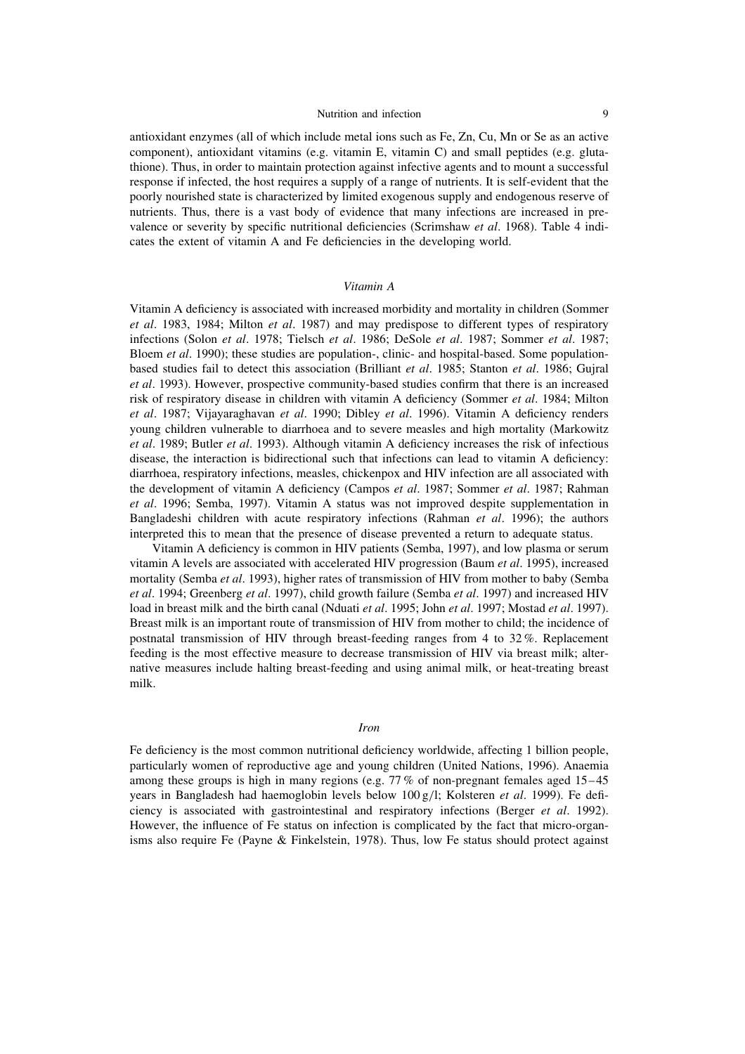antioxidant enzymes (all of which include metal ions such as Fe, Zn, Cu, Mn or Se as an active component), antioxidant vitamins (e.g. vitamin E, vitamin C) and small peptides (e.g. glutathione). Thus, in order to maintain protection against infective agents and to mount a successful response if infected, the host requires a supply of a range of nutrients. It is self-evident that the poorly nourished state is characterized by limited exogenous supply and endogenous reserve of nutrients. Thus, there is a vast body of evidence that many infections are increased in prevalence or severity by specific nutritional deficiencies (Scrimshaw *et al*. 1968). Table 4 indicates the extent of vitamin A and Fe deficiencies in the developing world.

### *Vitamin A*

Vitamin A deficiency is associated with increased morbidity and mortality in children (Sommer *et al*. 1983, 1984; Milton *et al*. 1987) and may predispose to different types of respiratory infections (Solon *et al*. 1978; Tielsch *et al*. 1986; DeSole *et al*. 1987; Sommer *et al*. 1987; Bloem *et al*. 1990); these studies are population-, clinic- and hospital-based. Some population-based studies fail to detect this association (Brilliant *et al*. 1985; Stanton *et al*. 1986; Gujral *et al*. 1993). However, prospective community-based studies confirm that there is an increased risk of respiratory disease in children with vitamin A deficiency (Sommer *et al*. 1984; Milton *et al*. 1987; Vijayaraghavan *et al*. 1990; Dibley *et al*. 1996). Vitamin A deficiency renders young children vulnerable to diarrhoea and to severe measles and high mortality (Markowitz *et al*. 1989; Butler *et al*. 1993). Although vitamin A deficiency increases the risk of infectious disease, the interaction is bidirectional such that infections can lead to vitamin A deficiency: diarrhoea, respiratory infections, measles, chickenpox and HIV infection are all associated with the development of vitamin A deficiency (Campos *et al*. 1987; Sommer *et al*. 1987; Rahman *et al*. 1996; Semba, 1997). Vitamin A status was not improved despite supplementation in Bangladeshi children with acute respiratory infections (Rahman *et al*. 1996); the authors interpreted this to mean that the presence of disease prevented a return to adequate status.

Vitamin A deficiency is common in HIV patients (Semba, 1997), and low plasma or serum vitamin A levels are associated with accelerated HIV progression (Baum *et al*. 1995), increased mortality (Semba *et al*. 1993), higher rates of transmission of HIV from mother to baby (Semba *et al*. 1994; Greenberg *et al*. 1997), child growth failure (Semba *et al*. 1997) and increased HIV load in breast milk and the birth canal (Nduati *et al*. 1995; John *et al*. 1997; Mostad *et al*. 1997). Breast milk is an important route of transmission of HIV from mother to child; the incidence of postnatal transmission of HIV through breast-feeding ranges from 4 to 32 %. Replacement feeding is the most effective measure to decrease transmission of HIV via breast milk; alternative measures include halting breast-feeding and using animal milk, or heat-treating breast milk.

### *Iron*

Fe deficiency is the most common nutritional deficiency worldwide, affecting 1 billion people, particularly women of reproductive age and young children (United Nations, 1996). Anaemia among these groups is high in many regions (e.g. 77 % of non-pregnant females aged 15–45 years in Bangladesh had haemoglobin levels below 100 g/l; Kolsteren *et al*. 1999). Fe deficiency is associated with gastrointestinal and respiratory infections (Berger *et al*. 1992). However, the influence of Fe status on infection is complicated by the fact that micro-organisms also require Fe (Payne & Finkelstein, 1978). Thus, low Fe status should protect against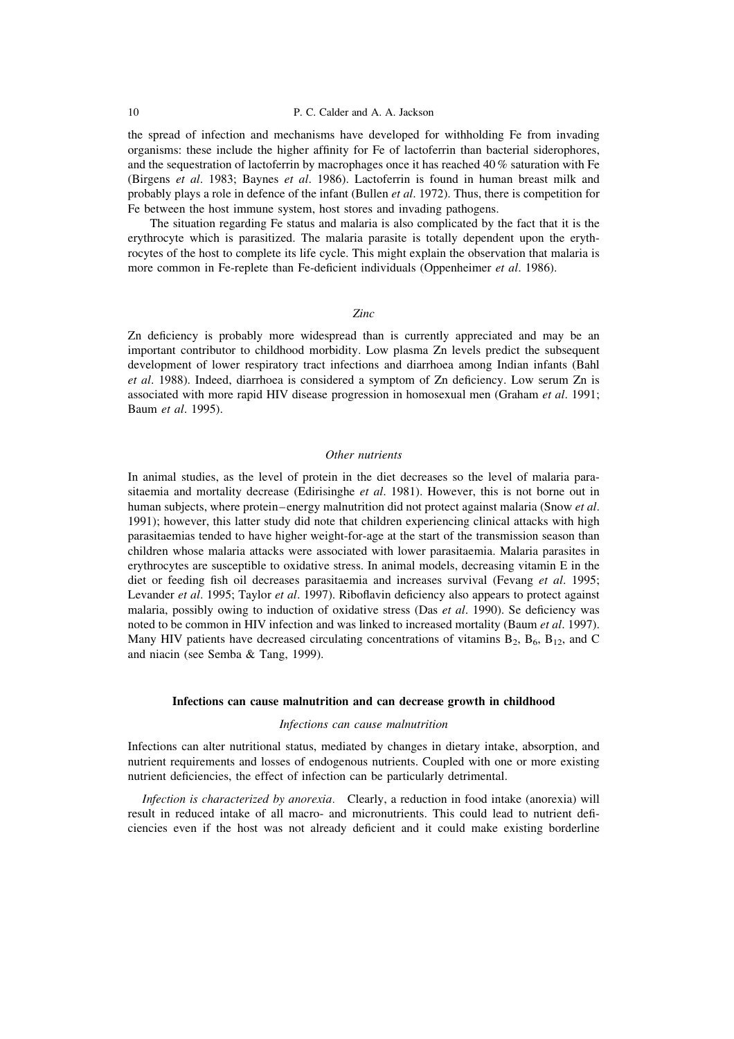the spread of infection and mechanisms have developed for withholding Fe from invading organisms: these include the higher affinity for Fe of lactoferrin than bacterial siderophores, and the sequestration of lactoferrin by macrophages once it has reached 40 % saturation with Fe (Birgens *et al*. 1983; Baynes *et al*. 1986). Lactoferrin is found in human breast milk and probably plays a role in defence of the infant (Bullen *et al*. 1972). Thus, there is competition for Fe between the host immune system, host stores and invading pathogens.

The situation regarding Fe status and malaria is also complicated by the fact that it is the erythrocyte which is parasitized. The malaria parasite is totally dependent upon the erythrocytes of the host to complete its life cycle. This might explain the observation that malaria is more common in Fe-replete than Fe-deficient individuals (Oppenheimer *et al*. 1986).

### *Zinc*

Zn deficiency is probably more widespread than is currently appreciated and may be an important contributor to childhood morbidity. Low plasma Zn levels predict the subsequent development of lower respiratory tract infections and diarrhoea among Indian infants (Bahl *et al*. 1988). Indeed, diarrhoea is considered a symptom of Zn deficiency. Low serum Zn is associated with more rapid HIV disease progression in homosexual men (Graham *et al*. 1991; Baum *et al*. 1995).

### *Other nutrients*

In animal studies, as the level of protein in the diet decreases so the level of malaria parasitaemia and mortality decrease (Edirisinghe *et al*. 1981). However, this is not borne out in human subjects, where protein–energy malnutrition did not protect against malaria (Snow *et al*. 1991); however, this latter study did note that children experiencing clinical attacks with high parasitaemias tended to have higher weight-for-age at the start of the transmission season than children whose malaria attacks were associated with lower parasitaemia. Malaria parasites in erythrocytes are susceptible to oxidative stress. In animal models, decreasing vitamin E in the diet or feeding fish oil decreases parasitaemia and increases survival (Fevang *et al*. 1995; Levander *et al*. 1995; Taylor *et al*. 1997). Riboflavin deficiency also appears to protect against malaria, possibly owing to induction of oxidative stress (Das *et al*. 1990). Se deficiency was noted to be common in HIV infection and was linked to increased mortality (Baum *et al*. 1997). Many HIV patients have decreased circulating concentrations of vitamins $B_2$, $B_6$, $B_{12}$, and C and niacin (see Semba & Tang, 1999).

## **Infections can cause malnutrition and can decrease growth in childhood**

### *Infections can cause malnutrition*

Infections can alter nutritional status, mediated by changes in dietary intake, absorption, and nutrient requirements and losses of endogenous nutrients. Coupled with one or more existing nutrient deficiencies, the effect of infection can be particularly detrimental.

*Infection is characterized by anorexia.* Clearly, a reduction in food intake (anorexia) will result in reduced intake of all macro- and micronutrients. This could lead to nutrient deficiencies even if the host was not already deficient and it could make existing borderline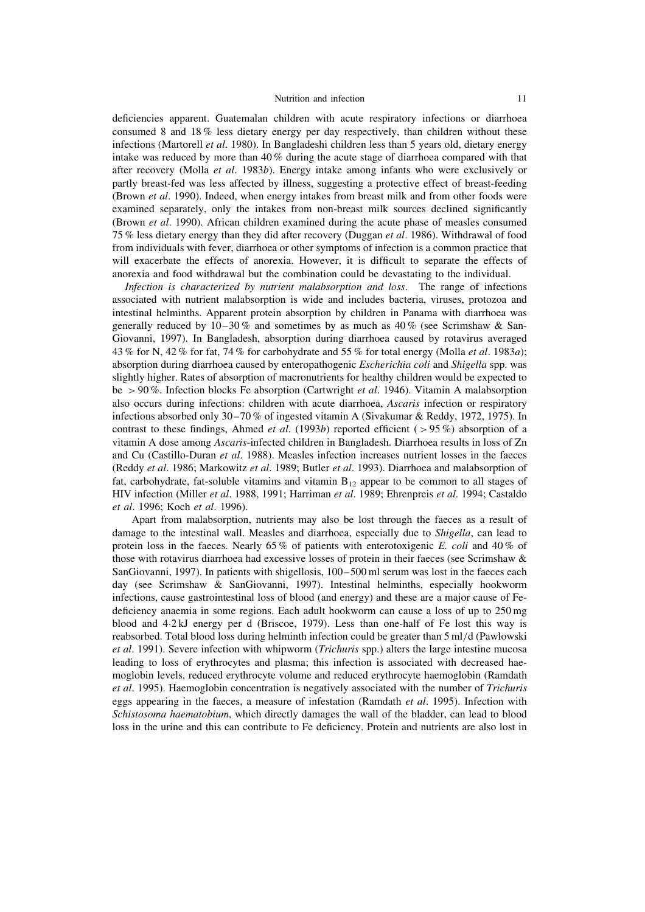deficiencies apparent. Guatemalan children with acute respiratory infections or diarrhoea consumed 8 and 18 % less dietary energy per day respectively, than children without these infections (Martorell *et al*. 1980). In Bangladeshi children less than 5 years old, dietary energy intake was reduced by more than 40 % during the acute stage of diarrhoea compared with that after recovery (Molla *et al*. 1983*b*). Energy intake among infants who were exclusively or partly breast-fed was less affected by illness, suggesting a protective effect of breast-feeding (Brown *et al*. 1990). Indeed, when energy intakes from breast milk and from other foods were examined separately, only the intakes from non-breast milk sources declined significantly (Brown *et al*. 1990). African children examined during the acute phase of measles consumed 75 % less dietary energy than they did after recovery (Duggan *et al*. 1986). Withdrawal of food from individuals with fever, diarrhoea or other symptoms of infection is a common practice that will exacerbate the effects of anorexia. However, it is difficult to separate the effects of anorexia and food withdrawal but the combination could be devastating to the individual.

*Infection is characterized by nutrient malabsorption and loss*. The range of infections associated with nutrient malabsorption is wide and includes bacteria, viruses, protozoa and intestinal helminths. Apparent protein absorption by children in Panama with diarrhoea was generally reduced by 10–30 % and sometimes by as much as 40 % (see Scrimshaw & San-Giovanni, 1997). In Bangladesh, absorption during diarrhoea caused by rotavirus averaged 43 % for N, 42 % for fat, 74 % for carbohydrate and 55 % for total energy (Molla *et al*. 1983*a*); absorption during diarrhoea caused by enteropathogenic *Escherichia coli* and *Shigella* spp. was slightly higher. Rates of absorption of macronutrients for healthy children would be expected to be > 90 %. Infection blocks Fe absorption (Cartwright *et al*. 1946). Vitamin A malabsorption also occurs during infections: children with acute diarrhoea, *Ascaris* infection or respiratory infections absorbed only 30–70 % of ingested vitamin A (Sivakumar & Reddy, 1972, 1975). In contrast to these findings, Ahmed *et al*. (1993*b*) reported efficient (> 95 %) absorption of a vitamin A dose among *Ascaris*-infected children in Bangladesh. Diarrhoea results in loss of Zn and Cu (Castillo-Duran *et al*. 1988). Measles infection increases nutrient losses in the faeces (Reddy *et al*. 1986; Markowitz *et al*. 1989; Butler *et al*. 1993). Diarrhoea and malabsorption of fat, carbohydrate, fat-soluble vitamins and vitamin $B_{12}$ appear to be common to all stages of HIV infection (Miller *et al*. 1988, 1991; Harriman *et al*. 1989; Ehrenpreis *et al*. 1994; Castaldo *et al*. 1996; Koch *et al*. 1996).

Apart from malabsorption, nutrients may also be lost through the faeces as a result of damage to the intestinal wall. Measles and diarrhoea, especially due to *Shigella*, can lead to protein loss in the faeces. Nearly 65 % of patients with enterotoxigenic *E. coli* and 40 % of those with rotavirus diarrhoea had excessive losses of protein in their faeces (see Scrimshaw & SanGiovanni, 1997). In patients with shigellosis, 100–500 ml serum was lost in the faeces each day (see Scrimshaw & SanGiovanni, 1997). Intestinal helminths, especially hookworm infections, cause gastrointestinal loss of blood (and energy) and these are a major cause of Fe-deficiency anaemia in some regions. Each adult hookworm can cause a loss of up to 250 mg blood and 4·2 kJ energy per d (Briscoe, 1979). Less than one-half of Fe lost this way is reabsorbed. Total blood loss during helminth infection could be greater than 5 ml/d (Pawlowski *et al*. 1991). Severe infection with whipworm (*Trichuris* spp.) alters the large intestine mucosa leading to loss of erythrocytes and plasma; this infection is associated with decreased haemoglobin levels, reduced erythrocyte volume and reduced erythrocyte haemoglobin (Ramdath *et al*. 1995). Haemoglobin concentration is negatively associated with the number of *Trichuris* eggs appearing in the faeces, a measure of infestation (Ramdath *et al*. 1995). Infection with *Schistosoma haematobium*, which directly damages the wall of the bladder, can lead to blood loss in the urine and this can contribute to Fe deficiency. Protein and nutrients are also lost in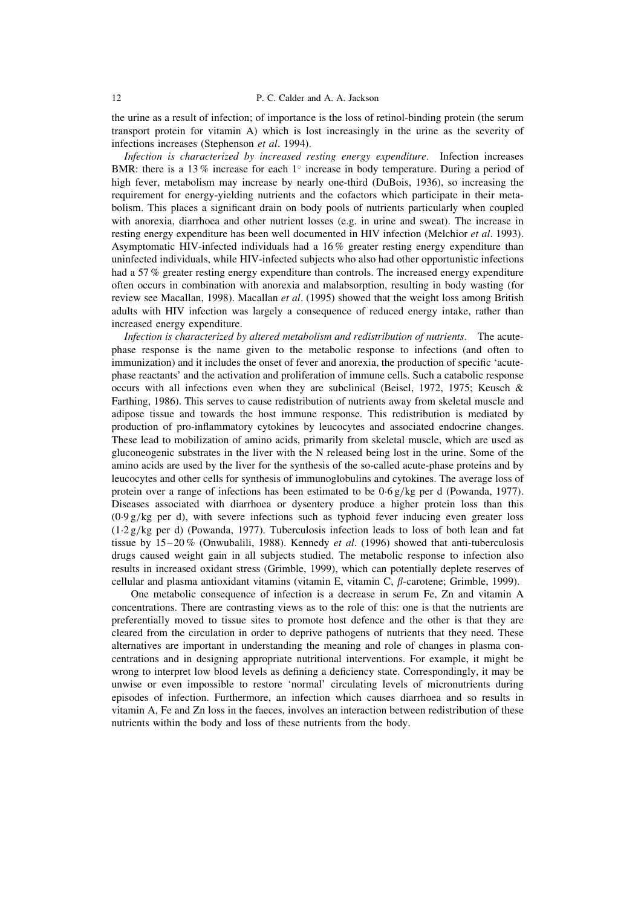the urine as a result of infection; of importance is the loss of retinol-binding protein (the serum transport protein for vitamin A) which is lost increasingly in the urine as the severity of infections increases (Stephenson *et al*. 1994).

*Infection is characterized by increased resting energy expenditure*. Infection increases BMR: there is a 13 % increase for each 1° increase in body temperature. During a period of high fever, metabolism may increase by nearly one-third (DuBois, 1936), so increasing the requirement for energy-yielding nutrients and the cofactors which participate in their metabolism. This places a significant drain on body pools of nutrients particularly when coupled with anorexia, diarrhoea and other nutrient losses (e.g. in urine and sweat). The increase in resting energy expenditure has been well documented in HIV infection (Melchior *et al*. 1993). Asymptomatic HIV-infected individuals had a 16 % greater resting energy expenditure than uninfected individuals, while HIV-infected subjects who also had other opportunistic infections had a 57 % greater resting energy expenditure than controls. The increased energy expenditure often occurs in combination with anorexia and malabsorption, resulting in body wasting (for review see Macallan, 1998). Macallan *et al*. (1995) showed that the weight loss among British adults with HIV infection was largely a consequence of reduced energy intake, rather than increased energy expenditure.

*Infection is characterized by altered metabolism and redistribution of nutrients*. The acute-phase response is the name given to the metabolic response to infections (and often to immunization) and it includes the onset of fever and anorexia, the production of specific 'acute-phase reactants' and the activation and proliferation of immune cells. Such a catabolic response occurs with all infections even when they are subclinical (Beisel, 1972, 1975; Keusch & Farthing, 1986). This serves to cause redistribution of nutrients away from skeletal muscle and adipose tissue and towards the host immune response. This redistribution is mediated by production of pro-inflammatory cytokines by leucocytes and associated endocrine changes. These lead to mobilization of amino acids, primarily from skeletal muscle, which are used as gluconeogenic substrates in the liver with the N released being lost in the urine. Some of the amino acids are used by the liver for the synthesis of the so-called acute-phase proteins and by leucocytes and other cells for synthesis of immunoglobulins and cytokines. The average loss of protein over a range of infections has been estimated to be 0·6 g/kg per d (Powanda, 1977). Diseases associated with diarrhoea or dysentery produce a higher protein loss than this (0·9 g/kg per d), with severe infections such as typhoid fever inducing even greater loss (1·2 g/kg per d) (Powanda, 1977). Tuberculosis infection leads to loss of both lean and fat tissue by 15–20 % (Onwubalili, 1988). Kennedy *et al*. (1996) showed that anti-tuberculosis drugs caused weight gain in all subjects studied. The metabolic response to infection also results in increased oxidant stress (Grimble, 1999), which can potentially deplete reserves of cellular and plasma antioxidant vitamins (vitamin E, vitamin C, $\beta$-carotene; Grimble, 1999).

One metabolic consequence of infection is a decrease in serum Fe, Zn and vitamin A concentrations. There are contrasting views as to the role of this: one is that the nutrients are preferentially moved to tissue sites to promote host defence and the other is that they are cleared from the circulation in order to deprive pathogens of nutrients that they need. These alternatives are important in understanding the meaning and role of changes in plasma concentrations and in designing appropriate nutritional interventions. For example, it might be wrong to interpret low blood levels as defining a deficiency state. Correspondingly, it may be unwise or even impossible to restore 'normal' circulating levels of micronutrients during episodes of infection. Furthermore, an infection which causes diarrhoea and so results in vitamin A, Fe and Zn loss in the faeces, involves an interaction between redistribution of these nutrients within the body and loss of these nutrients from the body.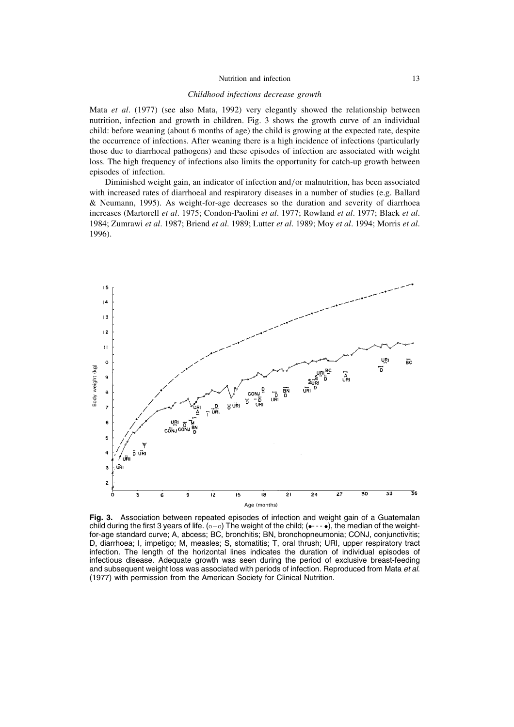### *Childhood infections decrease growth*

Mata *et al*. (1977) (see also Mata, 1992) very elegantly showed the relationship between nutrition, infection and growth in children. Fig. 3 shows the growth curve of an individual child: before weaning (about 6 months of age) the child is growing at the expected rate, despite the occurrence of infections. After weaning there is a high incidence of infections (particularly those due to diarrhoeal pathogens) and these episodes of infection are associated with weight loss. The high frequency of infections also limits the opportunity for catch-up growth between episodes of infection.

Diminished weight gain, an indicator of infection and/or malnutrition, has been associated with increased rates of diarrhoeal and respiratory diseases in a number of studies (e.g. Ballard & Neumann, 1995). As weight-for-age decreases so the duration and severity of diarrhoea increases (Martorell *et al*. 1975; Condon-Paolini *et al*. 1977; Rowland *et al*. 1977; Black *et al*. 1984; Zumrawi *et al*. 1987; Briend *et al*. 1989; Lutter *et al*. 1989; Moy *et al*. 1994; Morris *et al*. 1996).

Body weight (kg)

2 3 4 5 6 7 8 9 10 11 12 13 14 15

Age (months)

0 3 6 9 12 15 18 21 24 27 30 33 36

URI URI D URI T URI CONJ URI CONJ D M BN D URI A I D URI D URI D CONJ D D URI D URI BN D URI S URI S URI D URI BC D A URI D URI BC

**Fig. 3.** Association between repeated episodes of infection and weight gain of a Guatemalan child during the first 3 years of life. (○—○) The weight of the child; (●- - - ●), the median of the weight-for-age standard curve; A, abcess; BC, bronchitis; BN, bronchopneumonia; CONJ, conjunctivitis; D, diarrhoea; I, impetigo; M, measles; S, stomatitis; T, oral thrush; URI, upper respiratory tract infection. The length of the horizontal lines indicates the duration of individual episodes of infectious disease. Adequate growth was seen during the period of exclusive breast-feeding and subsequent weight loss was associated with periods of infection. Reproduced from Mata *et al*. (1977) with permission from the American Society for Clinical Nutrition.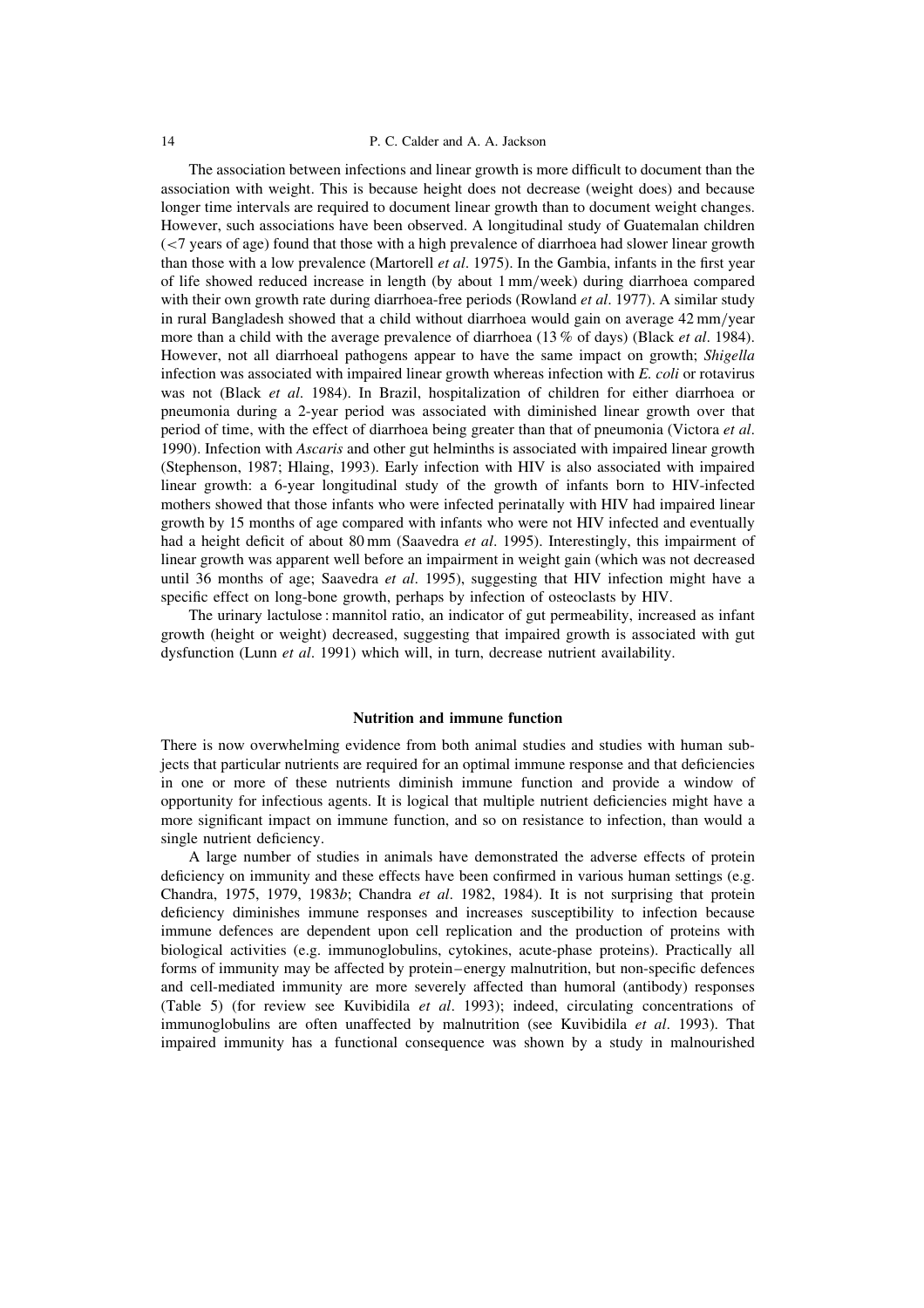The association between infections and linear growth is more difficult to document than the association with weight. This is because height does not decrease (weight does) and because longer time intervals are required to document linear growth than to document weight changes. However, such associations have been observed. A longitudinal study of Guatemalan children (<7 years of age) found that those with a high prevalence of diarrhoea had slower linear growth than those with a low prevalence (Martorell *et al*. 1975). In the Gambia, infants in the first year of life showed reduced increase in length (by about 1 mm/week) during diarrhoea compared with their own growth rate during diarrhoea-free periods (Rowland *et al*. 1977). A similar study in rural Bangladesh showed that a child without diarrhoea would gain on average 42 mm/year more than a child with the average prevalence of diarrhoea (13 % of days) (Black *et al*. 1984). However, not all diarrhoeal pathogens appear to have the same impact on growth; *Shigella* infection was associated with impaired linear growth whereas infection with *E. coli* or rotavirus was not (Black *et al*. 1984). In Brazil, hospitalization of children for either diarrhoea or pneumonia during a 2-year period was associated with diminished linear growth over that period of time, with the effect of diarrhoea being greater than that of pneumonia (Victora *et al*. 1990). Infection with *Ascaris* and other gut helminths is associated with impaired linear growth (Stephenson, 1987; Hlaing, 1993). Early infection with HIV is also associated with impaired linear growth: a 6-year longitudinal study of the growth of infants born to HIV-infected mothers showed that those infants who were infected perinatally with HIV had impaired linear growth by 15 months of age compared with infants who were not HIV infected and eventually had a height deficit of about 80 mm (Saavedra *et al*. 1995). Interestingly, this impairment of linear growth was apparent well before an impairment in weight gain (which was not decreased until 36 months of age; Saavedra *et al*. 1995), suggesting that HIV infection might have a specific effect on long-bone growth, perhaps by infection of osteoclasts by HIV.

The urinary lactulose : mannitol ratio, an indicator of gut permeability, increased as infant growth (height or weight) decreased, suggesting that impaired growth is associated with gut dysfunction (Lunn *et al*. 1991) which will, in turn, decrease nutrient availability.

## Nutrition and immune function

There is now overwhelming evidence from both animal studies and studies with human subjects that particular nutrients are required for an optimal immune response and that deficiencies in one or more of these nutrients diminish immune function and provide a window of opportunity for infectious agents. It is logical that multiple nutrient deficiencies might have a more significant impact on immune function, and so on resistance to infection, than would a single nutrient deficiency.

A large number of studies in animals have demonstrated the adverse effects of protein deficiency on immunity and these effects have been confirmed in various human settings (e.g. Chandra, 1975, 1979, 1983*b*; Chandra *et al*. 1982, 1984). It is not surprising that protein deficiency diminishes immune responses and increases susceptibility to infection because immune defences are dependent upon cell replication and the production of proteins with biological activities (e.g. immunoglobulins, cytokines, acute-phase proteins). Practically all forms of immunity may be affected by protein–energy malnutrition, but non-specific defences and cell-mediated immunity are more severely affected than humoral (antibody) responses (Table 5) (for review see Kuvibidila *et al*. 1993); indeed, circulating concentrations of immunoglobulins are often unaffected by malnutrition (see Kuvibidila *et al*. 1993). That impaired immunity has a functional consequence was shown by a study in malnourished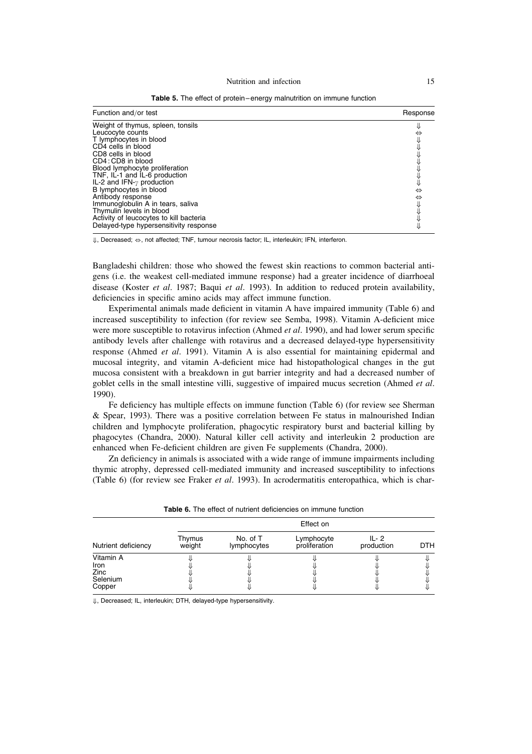**Table 5.** The effect of protein–energy malnutrition on immune function

| Function and/or test | Response |
|---|---|
| Weight of thymus, spleen, tonsils | ⇓ |
| Leucocyte counts | ⇔ |
| T lymphocytes in blood | ⇓ |
| CD4 cells in blood | ⇓ |
| CD8 cells in blood | ⇓ |
| CD4 : CD8 in blood | ⇓ |
| Blood lymphocyte proliferation | ⇓ |
| TNF, IL-1 and IL-6 production | ⇓ |
| IL-2 and IFN-$\gamma$ production | ⇓ |
| B lymphocytes in blood | ⇔ |
| Antibody response | ⇔ |
| Immunoglobulin A in tears, saliva | ⇓ |
| Thymulin levels in blood | ⇓ |
| Activity of leucocytes to kill bacteria | ⇓ |
| Delayed-type hypersensitivity response | ⇓ |

⇓, Decreased; ⇔, not affected; TNF, tumour necrosis factor; IL, interleukin; IFN, interferon.

Bangladeshi children: those who showed the fewest skin reactions to common bacterial antigens (i.e. the weakest cell-mediated immune response) had a greater incidence of diarrhoeal disease (Koster *et al*. 1987; Baqui *et al*. 1993). In addition to reduced protein availability, deficiencies in specific amino acids may affect immune function.

Experimental animals made deficient in vitamin A have impaired immunity (Table 6) and increased susceptibility to infection (for review see Semba, 1998). Vitamin A-deficient mice were more susceptible to rotavirus infection (Ahmed *et al*. 1990), and had lower serum specific antibody levels after challenge with rotavirus and a decreased delayed-type hypersensitivity response (Ahmed *et al*. 1991). Vitamin A is also essential for maintaining epidermal and mucosal integrity, and vitamin A-deficient mice had histopathological changes in the gut mucosa consistent with a breakdown in gut barrier integrity and had a decreased number of goblet cells in the small intestine villi, suggestive of impaired mucus secretion (Ahmed *et al*. 1990).

Fe deficiency has multiple effects on immune function (Table 6) (for review see Sherman & Spear, 1993). There was a positive correlation between Fe status in malnourished Indian children and lymphocyte proliferation, phagocytic respiratory burst and bacterial killing by phagocytes (Chandra, 2000). Natural killer cell activity and interleukin 2 production are enhanced when Fe-deficient children are given Fe supplements (Chandra, 2000).

Zn deficiency in animals is associated with a wide range of immune impairments including thymic atrophy, depressed cell-mediated immunity and increased susceptibility to infections (Table 6) (for review see Fraker *et al*. 1993). In acrodermatitis enteropathica, which is char-

**Table 6.** The effect of nutrient deficiencies on immune function

| | Effect on | | | | |
|---|---|---|---|---|---|
| Nutrient deficiency | Thymus weight | No. of T lymphocytes | Lymphocyte proliferation | IL- 2 production | DTH |
| Vitamin A | ⇓ | ⇓ | ⇓ | ⇓ | ⇓ |
| Iron | ⇓ | ⇓ | ⇓ | ⇓ | ⇓ |
| Zinc | ⇓ | ⇓ | ⇓ | ⇓ | ⇓ |
| Selenium | ⇓ | ⇓ | ⇓ | ⇓ | ⇓ |
| Copper | ⇓ | ⇓ | ⇓ | ⇓ | ⇓ |

⇓, Decreased; IL, interleukin; DTH, delayed-type hypersensitivity.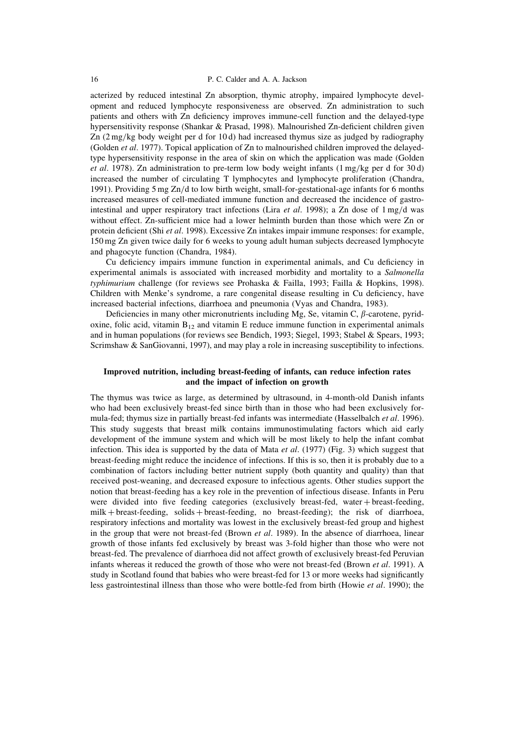acterized by reduced intestinal Zn absorption, thymic atrophy, impaired lymphocyte development and reduced lymphocyte responsiveness are observed. Zn administration to such patients and others with Zn deficiency improves immune-cell function and the delayed-type hypersensitivity response (Shankar & Prasad, 1998). Malnourished Zn-deficient children given Zn (2 mg/kg body weight per d for 10 d) had increased thymus size as judged by radiography (Golden *et al*. 1977). Topical application of Zn to malnourished children improved the delayed-type hypersensitivity response in the area of skin on which the application was made (Golden *et al*. 1978). Zn administration to pre-term low body weight infants (1 mg/kg per d for 30 d) increased the number of circulating T lymphocytes and lymphocyte proliferation (Chandra, 1991). Providing 5 mg Zn/d to low birth weight, small-for-gestational-age infants for 6 months increased measures of cell-mediated immune function and decreased the incidence of gastrointestinal and upper respiratory tract infections (Lira *et al*. 1998); a Zn dose of 1 mg/d was without effect. Zn-sufficient mice had a lower helminth burden than those which were Zn or protein deficient (Shi *et al*. 1998). Excessive Zn intakes impair immune responses: for example, 150 mg Zn given twice daily for 6 weeks to young adult human subjects decreased lymphocyte and phagocyte function (Chandra, 1984).

Cu deficiency impairs immune function in experimental animals, and Cu deficiency in experimental animals is associated with increased morbidity and mortality to a *Salmonella typhimurium* challenge (for reviews see Prohaska & Failla, 1993; Failla & Hopkins, 1998). Children with Menke's syndrome, a rare congenital disease resulting in Cu deficiency, have increased bacterial infections, diarrhoea and pneumonia (Vyas and Chandra, 1983).

Deficiencies in many other micronutrients including Mg, Se, vitamin C, $\beta$-carotene, pyridoxine, folic acid, vitamin $B_{12}$ and vitamin E reduce immune function in experimental animals and in human populations (for reviews see Bendich, 1993; Siegel, 1993; Stabel & Spears, 1993; Scrimshaw & SanGiovanni, 1997), and may play a role in increasing susceptibility to infections.

## Improved nutrition, including breast-feeding of infants, can reduce infection rates and the impact of infection on growth

The thymus was twice as large, as determined by ultrasound, in 4-month-old Danish infants who had been exclusively breast-fed since birth than in those who had been exclusively formula-fed; thymus size in partially breast-fed infants was intermediate (Hasselbalch *et al*. 1996). This study suggests that breast milk contains immunostimulating factors which aid early development of the immune system and which will be most likely to help the infant combat infection. This idea is supported by the data of Mata *et al*. (1977) (Fig. 3) which suggest that breast-feeding might reduce the incidence of infections. If this is so, then it is probably due to a combination of factors including better nutrient supply (both quantity and quality) than that received post-weaning, and decreased exposure to infectious agents. Other studies support the notion that breast-feeding has a key role in the prevention of infectious disease. Infants in Peru were divided into five feeding categories (exclusively breast-fed, water + breast-feeding, milk + breast-feeding, solids + breast-feeding, no breast-feeding); the risk of diarrhoea, respiratory infections and mortality was lowest in the exclusively breast-fed group and highest in the group that were not breast-fed (Brown *et al*. 1989). In the absence of diarrhoea, linear growth of those infants fed exclusively by breast was 3-fold higher than those who were not breast-fed. The prevalence of diarrhoea did not affect growth of exclusively breast-fed Peruvian infants whereas it reduced the growth of those who were not breast-fed (Brown *et al*. 1991). A study in Scotland found that babies who were breast-fed for 13 or more weeks had significantly less gastrointestinal illness than those who were bottle-fed from birth (Howie *et al*. 1990); the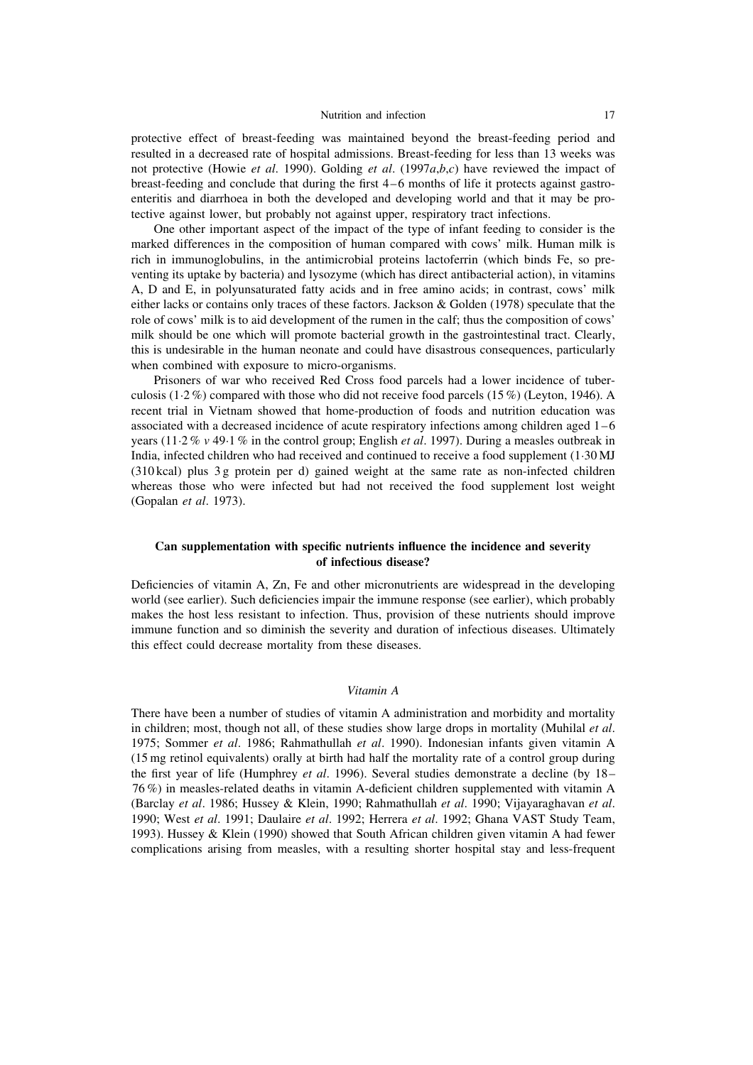protective effect of breast-feeding was maintained beyond the breast-feeding period and resulted in a decreased rate of hospital admissions. Breast-feeding for less than 13 weeks was not protective (Howie *et al.* 1990). Golding *et al.* (1997*a*,*b*,*c*) have reviewed the impact of breast-feeding and conclude that during the first 4–6 months of life it protects against gastroenteritis and diarrhoea in both the developed and developing world and that it may be protective against lower, but probably not against upper, respiratory tract infections.

One other important aspect of the impact of the type of infant feeding to consider is the marked differences in the composition of human compared with cows' milk. Human milk is rich in immunoglobulins, in the antimicrobial proteins lactoferrin (which binds Fe, so preventing its uptake by bacteria) and lysozyme (which has direct antibacterial action), in vitamins A, D and E, in polyunsaturated fatty acids and in free amino acids; in contrast, cows' milk either lacks or contains only traces of these factors. Jackson & Golden (1978) speculate that the role of cows' milk is to aid development of the rumen in the calf; thus the composition of cows' milk should be one which will promote bacterial growth in the gastrointestinal tract. Clearly, this is undesirable in the human neonate and could have disastrous consequences, particularly when combined with exposure to micro-organisms.

Prisoners of war who received Red Cross food parcels had a lower incidence of tuberculosis (1·2 %) compared with those who did not receive food parcels (15 %) (Leyton, 1946). A recent trial in Vietnam showed that home-production of foods and nutrition education was associated with a decreased incidence of acute respiratory infections among children aged 1–6 years (11·2 % *v* 49·1 % in the control group; English *et al.* 1997). During a measles outbreak in India, infected children who had received and continued to receive a food supplement (1·30 MJ (310 kcal) plus 3 g protein per d) gained weight at the same rate as non-infected children whereas those who were infected but had not received the food supplement lost weight (Gopalan *et al.* 1973).

## Can supplementation with specific nutrients influence the incidence and severity of infectious disease?

Deficiencies of vitamin A, Zn, Fe and other micronutrients are widespread in the developing world (see earlier). Such deficiencies impair the immune response (see earlier), which probably makes the host less resistant to infection. Thus, provision of these nutrients should improve immune function and so diminish the severity and duration of infectious diseases. Ultimately this effect could decrease mortality from these diseases.

### *Vitamin A*

There have been a number of studies of vitamin A administration and morbidity and mortality in children; most, though not all, of these studies show large drops in mortality (Muhilal *et al.* 1975; Sommer *et al.* 1986; Rahmathullah *et al.* 1990). Indonesian infants given vitamin A (15 mg retinol equivalents) orally at birth had half the mortality rate of a control group during the first year of life (Humphrey *et al.* 1996). Several studies demonstrate a decline (by 18–76 %) in measles-related deaths in vitamin A-deficient children supplemented with vitamin A (Barclay *et al.* 1986; Hussey & Klein, 1990; Rahmathullah *et al.* 1990; Vijayaraghavan *et al.* 1990; West *et al.* 1991; Daulaire *et al.* 1992; Herrera *et al.* 1992; Ghana VAST Study Team, 1993). Hussey & Klein (1990) showed that South African children given vitamin A had fewer complications arising from measles, with a resulting shorter hospital stay and less-frequent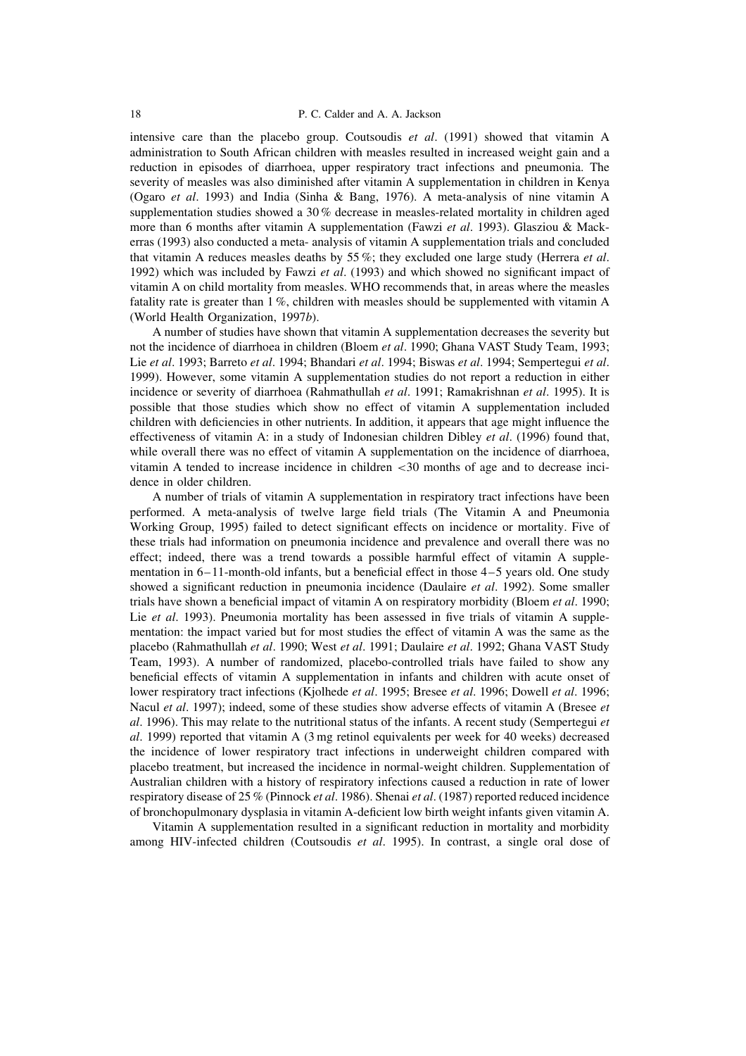intensive care than the placebo group. Coutsoudis *et al*. (1991) showed that vitamin A administration to South African children with measles resulted in increased weight gain and a reduction in episodes of diarrhoea, upper respiratory tract infections and pneumonia. The severity of measles was also diminished after vitamin A supplementation in children in Kenya (Ogaro *et al*. 1993) and India (Sinha & Bang, 1976). A meta-analysis of nine vitamin A supplementation studies showed a 30 % decrease in measles-related mortality in children aged more than 6 months after vitamin A supplementation (Fawzi *et al*. 1993). Glasziou & Mackerras (1993) also conducted a meta- analysis of vitamin A supplementation trials and concluded that vitamin A reduces measles deaths by 55 %; they excluded one large study (Herrera *et al*. 1992) which was included by Fawzi *et al*. (1993) and which showed no significant impact of vitamin A on child mortality from measles. WHO recommends that, in areas where the measles fatality rate is greater than 1 %, children with measles should be supplemented with vitamin A (World Health Organization, 1997*b*).

A number of studies have shown that vitamin A supplementation decreases the severity but not the incidence of diarrhoea in children (Bloem *et al*. 1990; Ghana VAST Study Team, 1993; Lie *et al*. 1993; Barreto *et al*. 1994; Bhandari *et al*. 1994; Biswas *et al*. 1994; Sempertegui *et al*. 1999). However, some vitamin A supplementation studies do not report a reduction in either incidence or severity of diarrhoea (Rahmathullah *et al*. 1991; Ramakrishnan *et al*. 1995). It is possible that those studies which show no effect of vitamin A supplementation included children with deficiencies in other nutrients. In addition, it appears that age might influence the effectiveness of vitamin A: in a study of Indonesian children Dibley *et al*. (1996) found that, while overall there was no effect of vitamin A supplementation on the incidence of diarrhoea, vitamin A tended to increase incidence in children <30 months of age and to decrease incidence in older children.

A number of trials of vitamin A supplementation in respiratory tract infections have been performed. A meta-analysis of twelve large field trials (The Vitamin A and Pneumonia Working Group, 1995) failed to detect significant effects on incidence or mortality. Five of these trials had information on pneumonia incidence and prevalence and overall there was no effect; indeed, there was a trend towards a possible harmful effect of vitamin A supplementation in 6–11-month-old infants, but a beneficial effect in those 4–5 years old. One study showed a significant reduction in pneumonia incidence (Daulaire *et al*. 1992). Some smaller trials have shown a beneficial impact of vitamin A on respiratory morbidity (Bloem *et al*. 1990; Lie *et al*. 1993). Pneumonia mortality has been assessed in five trials of vitamin A supplementation: the impact varied but for most studies the effect of vitamin A was the same as the placebo (Rahmathullah *et al*. 1990; West *et al*. 1991; Daulaire *et al*. 1992; Ghana VAST Study Team, 1993). A number of randomized, placebo-controlled trials have failed to show any beneficial effects of vitamin A supplementation in infants and children with acute onset of lower respiratory tract infections (Kjolhede *et al*. 1995; Bresee *et al*. 1996; Dowell *et al*. 1996; Nacul *et al*. 1997); indeed, some of these studies show adverse effects of vitamin A (Bresee *et al*. 1996). This may relate to the nutritional status of the infants. A recent study (Sempertegui *et al*. 1999) reported that vitamin A (3 mg retinol equivalents per week for 40 weeks) decreased the incidence of lower respiratory tract infections in underweight children compared with placebo treatment, but increased the incidence in normal-weight children. Supplementation of Australian children with a history of respiratory infections caused a reduction in rate of lower respiratory disease of 25 % (Pinnock *et al*. 1986). Shenai *et al*. (1987) reported reduced incidence of bronchopulmonary dysplasia in vitamin A-deficient low birth weight infants given vitamin A.

Vitamin A supplementation resulted in a significant reduction in mortality and morbidity among HIV-infected children (Coutsoudis *et al*. 1995). In contrast, a single oral dose of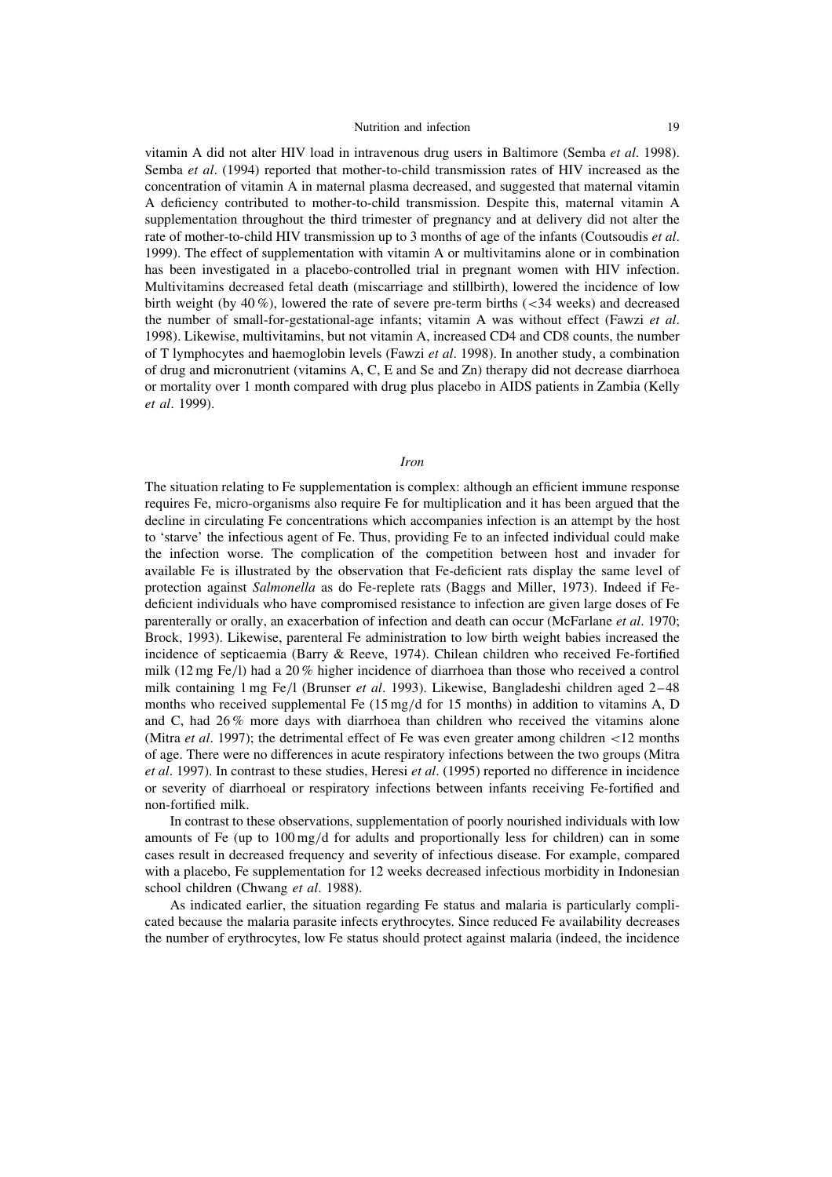vitamin A did not alter HIV load in intravenous drug users in Baltimore (Semba *et al*. 1998). Semba *et al*. (1994) reported that mother-to-child transmission rates of HIV increased as the concentration of vitamin A in maternal plasma decreased, and suggested that maternal vitamin A deficiency contributed to mother-to-child transmission. Despite this, maternal vitamin A supplementation throughout the third trimester of pregnancy and at delivery did not alter the rate of mother-to-child HIV transmission up to 3 months of age of the infants (Coutsoudis *et al*. 1999). The effect of supplementation with vitamin A or multivitamins alone or in combination has been investigated in a placebo-controlled trial in pregnant women with HIV infection. Multivitamins decreased fetal death (miscarriage and stillbirth), lowered the incidence of low birth weight (by 40 %), lowered the rate of severe pre-term births (<34 weeks) and decreased the number of small-for-gestational-age infants; vitamin A was without effect (Fawzi *et al*. 1998). Likewise, multivitamins, but not vitamin A, increased CD4 and CD8 counts, the number of T lymphocytes and haemoglobin levels (Fawzi *et al*. 1998). In another study, a combination of drug and micronutrient (vitamins A, C, E and Se and Zn) therapy did not decrease diarrhoea or mortality over 1 month compared with drug plus placebo in AIDS patients in Zambia (Kelly *et al*. 1999).

### *Iron*

The situation relating to Fe supplementation is complex: although an efficient immune response requires Fe, micro-organisms also require Fe for multiplication and it has been argued that the decline in circulating Fe concentrations which accompanies infection is an attempt by the host to 'starve' the infectious agent of Fe. Thus, providing Fe to an infected individual could make the infection worse. The complication of the competition between host and invader for available Fe is illustrated by the observation that Fe-deficient rats display the same level of protection against *Salmonella* as do Fe-replete rats (Baggs and Miller, 1973). Indeed if Fe-deficient individuals who have compromised resistance to infection are given large doses of Fe parenterally or orally, an exacerbation of infection and death can occur (McFarlane *et al*. 1970; Brock, 1993). Likewise, parenteral Fe administration to low birth weight babies increased the incidence of septicaemia (Barry & Reeve, 1974). Chilean children who received Fe-fortified milk (12 mg Fe/l) had a 20 % higher incidence of diarrhoea than those who received a control milk containing 1 mg Fe/l (Brunser *et al*. 1993). Likewise, Bangladeshi children aged 2–48 months who received supplemental Fe (15 mg/d for 15 months) in addition to vitamins A, D and C, had 26 % more days with diarrhoea than children who received the vitamins alone (Mitra *et al*. 1997); the detrimental effect of Fe was even greater among children <12 months of age. There were no differences in acute respiratory infections between the two groups (Mitra *et al*. 1997). In contrast to these studies, Heresi *et al*. (1995) reported no difference in incidence or severity of diarrhoeal or respiratory infections between infants receiving Fe-fortified and non-fortified milk.

In contrast to these observations, supplementation of poorly nourished individuals with low amounts of Fe (up to 100 mg/d for adults and proportionally less for children) can in some cases result in decreased frequency and severity of infectious disease. For example, compared with a placebo, Fe supplementation for 12 weeks decreased infectious morbidity in Indonesian school children (Chwang *et al*. 1988).

As indicated earlier, the situation regarding Fe status and malaria is particularly complicated because the malaria parasite infects erythrocytes. Since reduced Fe availability decreases the number of erythrocytes, low Fe status should protect against malaria (indeed, the incidence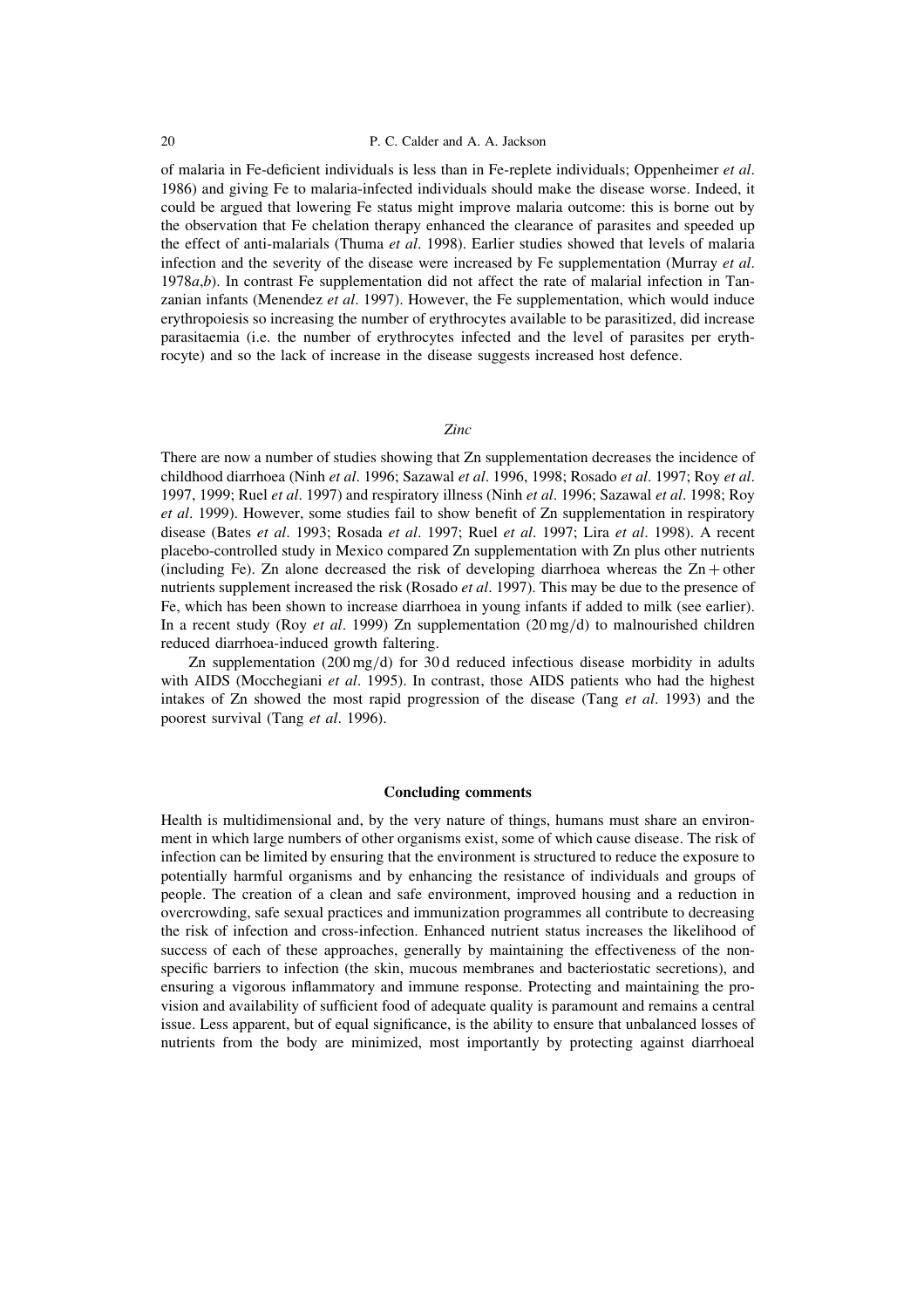of malaria in Fe-deficient individuals is less than in Fe-replete individuals; Oppenheimer *et al*. 1986) and giving Fe to malaria-infected individuals should make the disease worse. Indeed, it could be argued that lowering Fe status might improve malaria outcome: this is borne out by the observation that Fe chelation therapy enhanced the clearance of parasites and speeded up the effect of anti-malarials (Thuma *et al*. 1998). Earlier studies showed that levels of malaria infection and the severity of the disease were increased by Fe supplementation (Murray *et al*. 1978*a*,*b*). In contrast Fe supplementation did not affect the rate of malarial infection in Tanzanian infants (Menendez *et al*. 1997). However, the Fe supplementation, which would induce erythropoiesis so increasing the number of erythrocytes available to be parasitized, did increase parasitaemia (i.e. the number of erythrocytes infected and the level of parasites per erythrocyte) and so the lack of increase in the disease suggests increased host defence.

### *Zinc*

There are now a number of studies showing that Zn supplementation decreases the incidence of childhood diarrhoea (Ninh *et al*. 1996; Sazawal *et al*. 1996, 1998; Rosado *et al*. 1997; Roy *et al*. 1997, 1999; Ruel *et al*. 1997) and respiratory illness (Ninh *et al*. 1996; Sazawal *et al*. 1998; Roy *et al*. 1999). However, some studies fail to show benefit of Zn supplementation in respiratory disease (Bates *et al*. 1993; Rosada *et al*. 1997; Ruel *et al*. 1997; Lira *et al*. 1998). A recent placebo-controlled study in Mexico compared Zn supplementation with Zn plus other nutrients (including Fe). Zn alone decreased the risk of developing diarrhoea whereas the Zn + other nutrients supplement increased the risk (Rosado *et al*. 1997). This may be due to the presence of Fe, which has been shown to increase diarrhoea in young infants if added to milk (see earlier). In a recent study (Roy *et al*. 1999) Zn supplementation (20 mg/d) to malnourished children reduced diarrhoea-induced growth faltering.

Zn supplementation (200 mg/d) for 30 d reduced infectious disease morbidity in adults with AIDS (Mocchegiani *et al*. 1995). In contrast, those AIDS patients who had the highest intakes of Zn showed the most rapid progression of the disease (Tang *et al*. 1993) and the poorest survival (Tang *et al*. 1996).

## Concluding comments

Health is multidimensional and, by the very nature of things, humans must share an environment in which large numbers of other organisms exist, some of which cause disease. The risk of infection can be limited by ensuring that the environment is structured to reduce the exposure to potentially harmful organisms and by enhancing the resistance of individuals and groups of people. The creation of a clean and safe environment, improved housing and a reduction in overcrowding, safe sexual practices and immunization programmes all contribute to decreasing the risk of infection and cross-infection. Enhanced nutrient status increases the likelihood of success of each of these approaches, generally by maintaining the effectiveness of the non-specific barriers to infection (the skin, mucous membranes and bacteriostatic secretions), and ensuring a vigorous inflammatory and immune response. Protecting and maintaining the provision and availability of sufficient food of adequate quality is paramount and remains a central issue. Less apparent, but of equal significance, is the ability to ensure that unbalanced losses of nutrients from the body are minimized, most importantly by protecting against diarrhoeal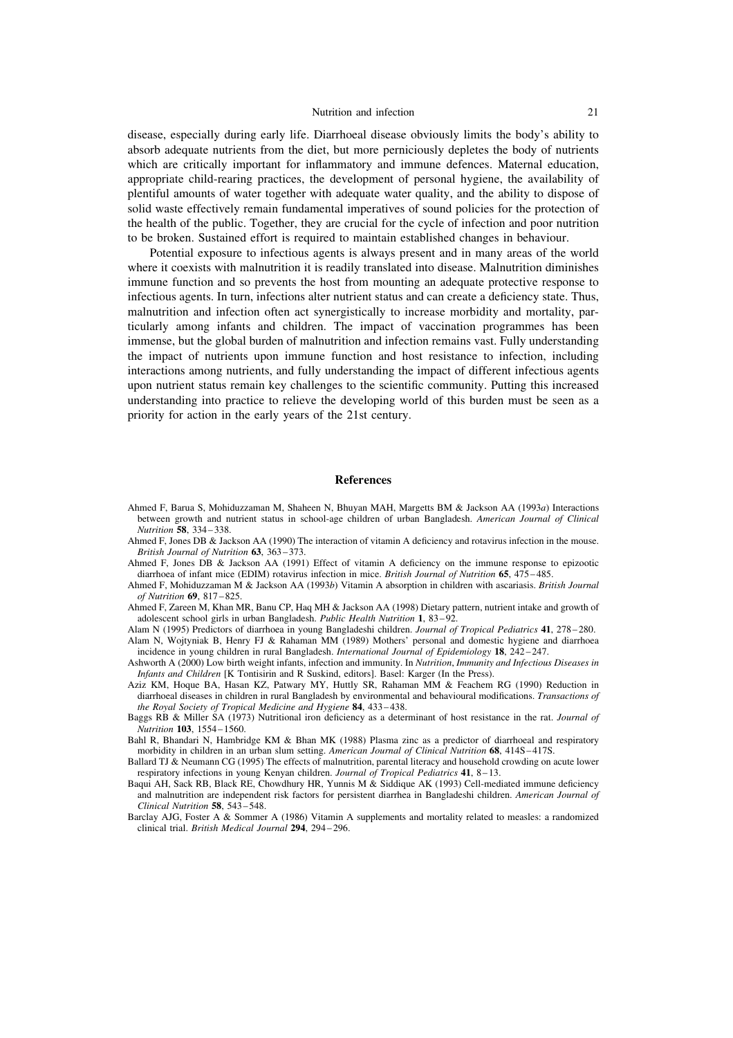disease, especially during early life. Diarrhoeal disease obviously limits the body's ability to absorb adequate nutrients from the diet, but more perniciously depletes the body of nutrients which are critically important for inflammatory and immune defences. Maternal education, appropriate child-rearing practices, the development of personal hygiene, the availability of plentiful amounts of water together with adequate water quality, and the ability to dispose of solid waste effectively remain fundamental imperatives of sound policies for the protection of the health of the public. Together, they are crucial for the cycle of infection and poor nutrition to be broken. Sustained effort is required to maintain established changes in behaviour.

Potential exposure to infectious agents is always present and in many areas of the world where it coexists with malnutrition it is readily translated into disease. Malnutrition diminishes immune function and so prevents the host from mounting an adequate protective response to infectious agents. In turn, infections alter nutrient status and can create a deficiency state. Thus, malnutrition and infection often act synergistically to increase morbidity and mortality, particularly among infants and children. The impact of vaccination programmes has been immense, but the global burden of malnutrition and infection remains vast. Fully understanding the impact of nutrients upon immune function and host resistance to infection, including interactions among nutrients, and fully understanding the impact of different infectious agents upon nutrient status remain key challenges to the scientific community. Putting this increased understanding into practice to relieve the developing world of this burden must be seen as a priority for action in the early years of the 21st century.

## References

Ahmed F, Barua S, Mohiduzzaman M, Shaheen N, Bhuyan MAH, Margetts BM & Jackson AA (1993*a*) Interactions between growth and nutrient status in school-age children of urban Bangladesh. *American Journal of Clinical Nutrition* **58**, 334–338.

Ahmed F, Jones DB & Jackson AA (1990) The interaction of vitamin A deficiency and rotavirus infection in the mouse. *British Journal of Nutrition* **63**, 363–373.

Ahmed F, Jones DB & Jackson AA (1991) Effect of vitamin A deficiency on the immune response to epizootic diarrhoea of infant mice (EDIM) rotavirus infection in mice. *British Journal of Nutrition* **65**, 475–485.

Ahmed F, Mohiduzzaman M & Jackson AA (1993*b*) Vitamin A absorption in children with ascariasis. *British Journal of Nutrition* **69**, 817–825.

Ahmed F, Zareen M, Khan MR, Banu CP, Haq MH & Jackson AA (1998) Dietary pattern, nutrient intake and growth of adolescent school girls in urban Bangladesh. *Public Health Nutrition* **1**, 83–92.

Alam N (1995) Predictors of diarrhoea in young Bangladeshi children. *Journal of Tropical Pediatrics* **41**, 278–280.

Alam N, Wojtyniak B, Henry FJ & Rahaman MM (1989) Mothers' personal and domestic hygiene and diarrhoea incidence in young children in rural Bangladesh. *International Journal of Epidemiology* **18**, 242–247.

Ashworth A (2000) Low birth weight infants, infection and immunity. In *Nutrition, Immunity and Infectious Diseases in Infants and Children* [K Tontisirin and R Suskind, editors]. Basel: Karger (In the Press).

Aziz KM, Hoque BA, Hasan KZ, Patwary MY, Huttly SR, Rahaman MM & Feachem RG (1990) Reduction in diarrhoeal diseases in children in rural Bangladesh by environmental and behavioural modifications. *Transactions of the Royal Society of Tropical Medicine and Hygiene* **84**, 433–438.

Baggs RB & Miller SA (1973) Nutritional iron deficiency as a determinant of host resistance in the rat. *Journal of Nutrition* **103**, 1554–1560.

Bahl R, Bhandari N, Hambridge KM & Bhan MK (1988) Plasma zinc as a predictor of diarrhoeal and respiratory morbidity in children in an urban slum setting. *American Journal of Clinical Nutrition* **68**, 414S–417S.

Ballard TJ & Neumann CG (1995) The effects of malnutrition, parental literacy and household crowding on acute lower respiratory infections in young Kenyan children. *Journal of Tropical Pediatrics* **41**, 8–13.

Baqui AH, Sack RB, Black RE, Chowdhury HR, Yunnis M & Siddique AK (1993) Cell-mediated immune deficiency and malnutrition are independent risk factors for persistent diarrhea in Bangladeshi children. *American Journal of Clinical Nutrition* **58**, 543–548.

Barclay AJG, Foster A & Sommer A (1986) Vitamin A supplements and mortality related to measles: a randomized clinical trial. *British Medical Journal* **294**, 294–296.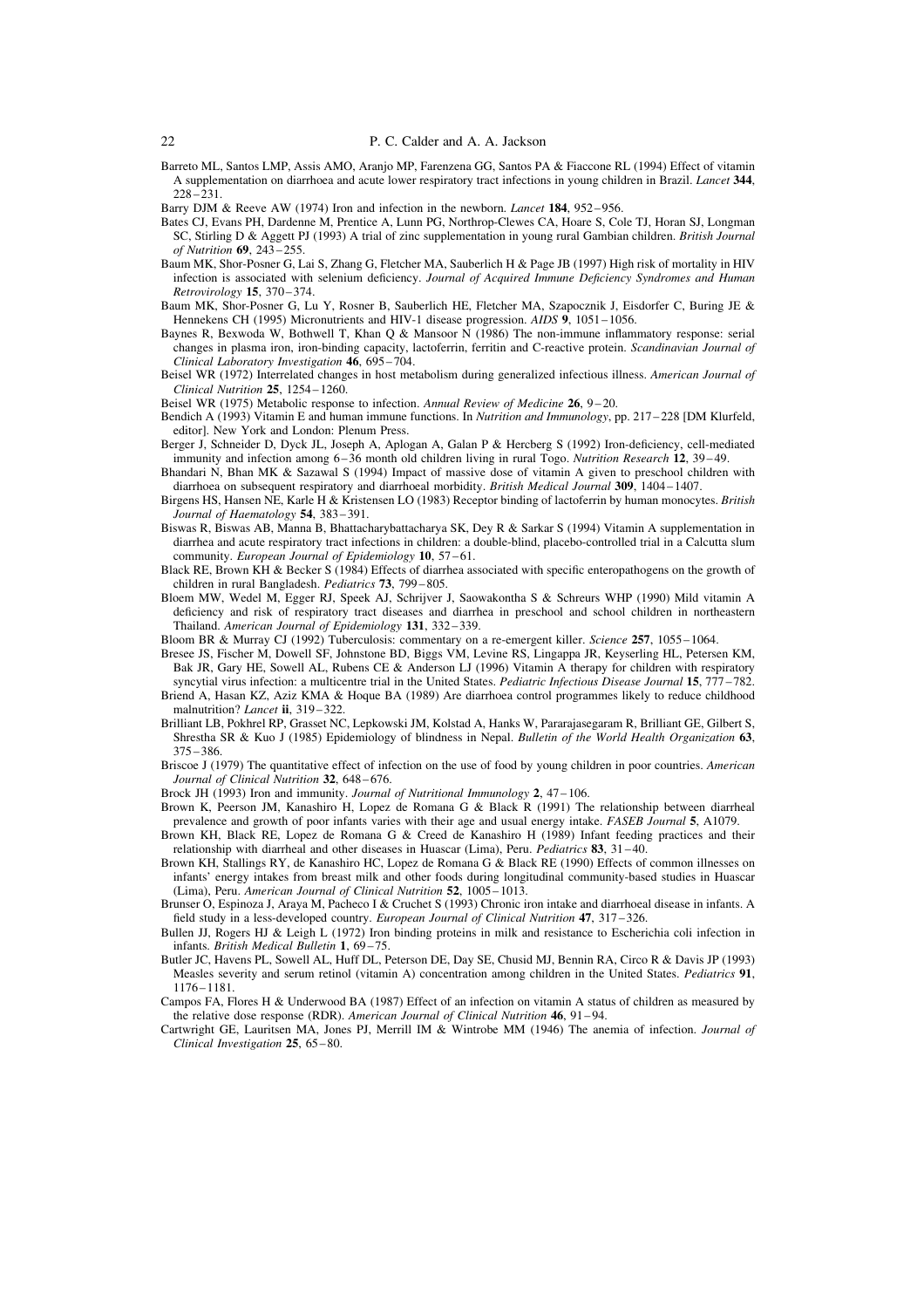Barreto ML, Santos LMP, Assis AMO, Aranjo MP, Farenzena GG, Santos PA & Fiaccone RL (1994) Effect of vitamin A supplementation on diarrhoea and acute lower respiratory tract infections in young children in Brazil. *Lancet* **344**, 228–231.

Barry DJM & Reeve AW (1974) Iron and infection in the newborn. *Lancet* **184**, 952–956.

Bates CJ, Evans PH, Dardenne M, Prentice A, Lunn PG, Northrop-Clewes CA, Hoare S, Cole TJ, Horan SJ, Longman SC, Stirling D & Aggett PJ (1993) A trial of zinc supplementation in young rural Gambian children. *British Journal of Nutrition* **69**, 243–255.

Baum MK, Shor-Posner G, Lai S, Zhang G, Fletcher MA, Sauberlich H & Page JB (1997) High risk of mortality in HIV infection is associated with selenium deficiency. *Journal of Acquired Immune Deficiency Syndromes and Human Retrovirology* **15**, 370–374.

Baum MK, Shor-Posner G, Lu Y, Rosner B, Sauberlich HE, Fletcher MA, Szapocznik J, Eisdorfer C, Buring JE & Hennekens CH (1995) Micronutrients and HIV-1 disease progression. *AIDS* **9**, 1051–1056.

Baynes R, Bexwoda W, Bothwell T, Khan Q & Mansoor N (1986) The non-immune inflammatory response: serial changes in plasma iron, iron-binding capacity, lactoferrin, ferritin and C-reactive protein. *Scandinavian Journal of Clinical Laboratory Investigation* **46**, 695–704.

Beisel WR (1972) Interrelated changes in host metabolism during generalized infectious illness. *American Journal of Clinical Nutrition* **25**, 1254–1260.

Beisel WR (1975) Metabolic response to infection. *Annual Review of Medicine* **26**, 9–20.

Bendich A (1993) Vitamin E and human immune functions. In *Nutrition and Immunology*, pp. 217–228 [DM Klurfeld, editor]. New York and London: Plenum Press.

Berger J, Schneider D, Dyck JL, Joseph A, Aplogan A, Galan P & Hercberg S (1992) Iron-deficiency, cell-mediated immunity and infection among 6–36 month old children living in rural Togo. *Nutrition Research* **12**, 39–49.

Bhandari N, Bhan MK & Sazawal S (1994) Impact of massive dose of vitamin A given to preschool children with diarrhoea on subsequent respiratory and diarrhoeal morbidity. *British Medical Journal* **309**, 1404–1407.

Birgens HS, Hansen NE, Karle H & Kristensen LO (1983) Receptor binding of lactoferrin by human monocytes. *British Journal of Haematology* **54**, 383–391.

Biswas R, Biswas AB, Manna B, Bhattacharybattacharya SK, Dey R & Sarkar S (1994) Vitamin A supplementation in diarrhea and acute respiratory tract infections in children: a double-blind, placebo-controlled trial in a Calcutta slum community. *European Journal of Epidemiology* **10**, 57–61.

Black RE, Brown KH & Becker S (1984) Effects of diarrhea associated with specific enteropathogens on the growth of children in rural Bangladesh. *Pediatrics* **73**, 799–805.

Bloem MW, Wedel M, Egger RJ, Speek AJ, Schrijver J, Saowakontha S & Schreurs WHP (1990) Mild vitamin A deficiency and risk of respiratory tract diseases and diarrhea in preschool and school children in northeastern Thailand. *American Journal of Epidemiology* **131**, 332–339.

Bloom BR & Murray CJ (1992) Tuberculosis: commentary on a re-emergent killer. *Science* **257**, 1055–1064.

Bresee JS, Fischer M, Dowell SF, Johnstone BD, Biggs VM, Levine RS, Lingappa JR, Keyserling HL, Petersen KM, Bak JR, Gary HE, Sowell AL, Rubens CE & Anderson LJ (1996) Vitamin A therapy for children with respiratory syncytial virus infection: a multicentre trial in the United States. *Pediatric Infectious Disease Journal* **15**, 777–782.

Briend A, Hasan KZ, Aziz KMA & Hoque BA (1989) Are diarrhoea control programmes likely to reduce childhood malnutrition? *Lancet* **ii**, 319–322.

Brilliant LB, Pokhrel RP, Grasset NC, Lepkowski JM, Kolstad A, Hanks W, Pararajasegaram R, Brilliant GE, Gilbert S, Shrestha SR & Kuo J (1985) Epidemiology of blindness in Nepal. *Bulletin of the World Health Organization* **63**, 375–386.

Briscoe J (1979) The quantitative effect of infection on the use of food by young children in poor countries. *American Journal of Clinical Nutrition* **32**, 648–676.

Brock JH (1993) Iron and immunity. *Journal of Nutritional Immunology* **2**, 47–106.

Brown K, Peerson JM, Kanashiro H, Lopez de Romana G & Black R (1991) The relationship between diarrheal prevalence and growth of poor infants varies with their age and usual energy intake. *FASEB Journal* **5**, A1079.

Brown KH, Black RE, Lopez de Romana G & Creed de Kanashiro H (1989) Infant feeding practices and their relationship with diarrheal and other diseases in Huascar (Lima), Peru. *Pediatrics* **83**, 31–40.

Brown KH, Stallings RY, de Kanashiro HC, Lopez de Romana G & Black RE (1990) Effects of common illnesses on infants' energy intakes from breast milk and other foods during longitudinal community-based studies in Huascar (Lima), Peru. *American Journal of Clinical Nutrition* **52**, 1005–1013.

Brunser O, Espinoza J, Araya M, Pacheco I & Cruchet S (1993) Chronic iron intake and diarrhoeal disease in infants. A field study in a less-developed country. *European Journal of Clinical Nutrition* **47**, 317–326.

Bullen JJ, Rogers HJ & Leigh L (1972) Iron binding proteins in milk and resistance to Escherichia coli infection in infants. *British Medical Bulletin* **1**, 69–75.

Butler JC, Havens PL, Sowell AL, Huff DL, Peterson DE, Day SE, Chusid MJ, Bennin RA, Circo R & Davis JP (1993) Measles severity and serum retinol (vitamin A) concentration among children in the United States. *Pediatrics* **91**, 1176–1181.

Campos FA, Flores H & Underwood BA (1987) Effect of an infection on vitamin A status of children as measured by the relative dose response (RDR). *American Journal of Clinical Nutrition* **46**, 91–94.

Cartwright GE, Lauritsen MA, Jones PJ, Merrill IM & Wintrobe MM (1946) The anemia of infection. *Journal of Clinical Investigation* **25**, 65–80.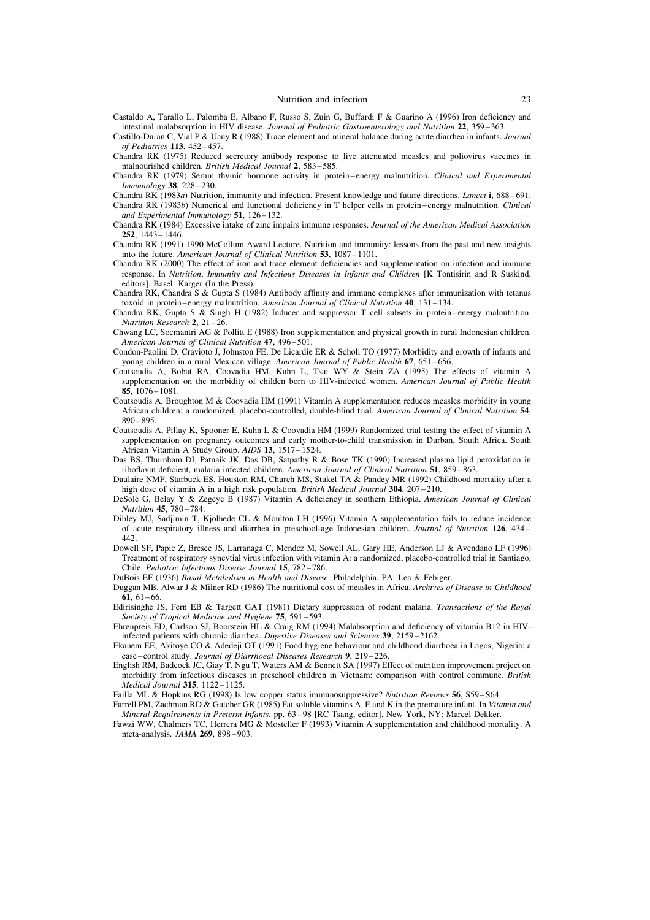Castaldo A, Tarallo L, Palomba E, Albano F, Russo S, Zuin G, Buffardi F & Guarino A (1996) Iron deficiency and intestinal malabsorption in HIV disease. *Journal of Pediatric Gastroenterology and Nutrition* **22**, 359–363.

Castillo-Duran C, Vial P & Uauy R (1988) Trace element and mineral balance during acute diarrhea in infants. *Journal of Pediatrics* **113**, 452–457.

Chandra RK (1975) Reduced secretory antibody response to live attenuated measles and poliovirus vaccines in malnourished children. *British Medical Journal* **2**, 583–585.

Chandra RK (1979) Serum thymic hormone activity in protein–energy malnutrition. *Clinical and Experimental Immunology* **38**, 228–230.

Chandra RK (1983*a*) Nutrition, immunity and infection. Present knowledge and future directions. *Lancet* **i**, 688–691.

Chandra RK (1983*b*) Numerical and functional deficiency in T helper cells in protein–energy malnutrition. *Clinical and Experimental Immunology* **51**, 126–132.

Chandra RK (1984) Excessive intake of zinc impairs immune responses. *Journal of the American Medical Association* **252**, 1443–1446.

Chandra RK (1991) 1990 McCollum Award Lecture. Nutrition and immunity: lessons from the past and new insights into the future. *American Journal of Clinical Nutrition* **53**, 1087–1101.

Chandra RK (2000) The effect of iron and trace element deficiencies and supplementation on infection and immune response. In *Nutrition, Immunity and Infectious Diseases in Infants and Children* [K Tontisirin and R Suskind, editors]. Basel: Karger (In the Press).

Chandra RK, Chandra S & Gupta S (1984) Antibody affinity and immune complexes after immunization with tetanus toxoid in protein–energy malnutrition. *American Journal of Clinical Nutrition* **40**, 131–134.

Chandra RK, Gupta S & Singh H (1982) Inducer and suppressor T cell subsets in protein–energy malnutrition. *Nutrition Research* **2**, 21–26.

Chwang LC, Soemantri AG & Pollitt E (1988) Iron supplementation and physical growth in rural Indonesian children. *American Journal of Clinical Nutrition* **47**, 496–501.

Condon-Paolini D, Cravioto J, Johnston FE, De Licardie ER & Scholi TO (1977) Morbidity and growth of infants and young children in a rural Mexican village. *American Journal of Public Health* **67**, 651–656.

Coutsoudis A, Bobat RA, Coovadia HM, Kuhn L, Tsai WY & Stein ZA (1995) The effects of vitamin A supplementation on the morbidity of childen born to HIV-infected women. *American Journal of Public Health* **85**, 1076–1081.

Coutsoudis A, Broughton M & Coovadia HM (1991) Vitamin A supplementation reduces measles morbidity in young African children: a randomized, placebo-controlled, double-blind trial. *American Journal of Clinical Nutrition* **54**, 890–895.

Coutsoudis A, Pillay K, Spooner E, Kuhn L & Coovadia HM (1999) Randomized trial testing the effect of vitamin A supplementation on pregnancy outcomes and early mother-to-child transmission in Durban, South Africa. South African Vitamin A Study Group. *AIDS* **13**, 1517–1524.

Das BS, Thurnham DI, Patnaik JK, Das DB, Satpathy R & Bose TK (1990) Increased plasma lipid peroxidation in riboflavin deficient, malaria infected children. *American Journal of Clinical Nutrition* **51**, 859–863.

Daulaire NMP, Starbuck ES, Houston RM, Church MS, Stukel TA & Pandey MR (1992) Childhood mortality after a high dose of vitamin A in a high risk population. *British Medical Journal* **304**, 207–210.

DeSole G, Belay Y & Zegeye B (1987) Vitamin A deficiency in southern Ethiopia. *American Journal of Clinical Nutrition* **45**, 780–784.

Dibley MJ, Sadjimin T, Kjolhede CL & Moulton LH (1996) Vitamin A supplementation fails to reduce incidence of acute respiratory illness and diarrhea in preschool-age Indonesian children. *Journal of Nutrition* **126**, 434–442.

Dowell SF, Papic Z, Bresee JS, Larranaga C, Mendez M, Sowell AL, Gary HE, Anderson LJ & Avendano LF (1996) Treatment of respiratory syncytial virus infection with vitamin A: a randomized, placebo-controlled trial in Santiago, Chile. *Pediatric Infectious Disease Journal* **15**, 782–786.

DuBois EF (1936) *Basal Metabolism in Health and Disease*. Philadelphia, PA: Lea & Febiger.

Duggan MB, Alwar J & Milner RD (1986) The nutritional cost of measles in Africa. *Archives of Disease in Childhood* **61**, 61–66.

Edirisinghe JS, Fern EB & Targett GAT (1981) Dietary suppression of rodent malaria. *Transactions of the Royal Society of Tropical Medicine and Hygiene* **75**, 591–593.

Ehrenpreis ED, Carlson SJ, Boorstein HL & Craig RM (1994) Malabsorption and deficiency of vitamin B12 in HIV-infected patients with chronic diarrhea. *Digestive Diseases and Sciences* **39**, 2159–2162.

Ekanem EE, Akitoye CO & Adedeji OT (1991) Food hygiene behaviour and childhood diarrhoea in Lagos, Nigeria: a case–control study. *Journal of Diarrhoeal Diseases Research* **9**, 219–226.

English RM, Badcock JC, Giay T, Ngu T, Waters AM & Bennett SA (1997) Effect of nutrition improvement project on morbidity from infectious diseases in preschool children in Vietnam: comparison with control commune. *British Medical Journal* **315**, 1122–1125.

Failla ML & Hopkins RG (1998) Is low copper status immunosuppressive? *Nutrition Reviews* **56**, S59–S64.

Farrell PM, Zachman RD & Gutcher GR (1985) Fat soluble vitamins A, E and K in the premature infant. In *Vitamin and Mineral Requirements in Preterm Infants*, pp. 63–98 [RC Tsang, editor]. New York, NY: Marcel Dekker.

Fawzi WW, Chalmers TC, Herrera MG & Mosteller F (1993) Vitamin A supplementation and childhood mortality. A meta-analysis. *JAMA* **269**, 898–903.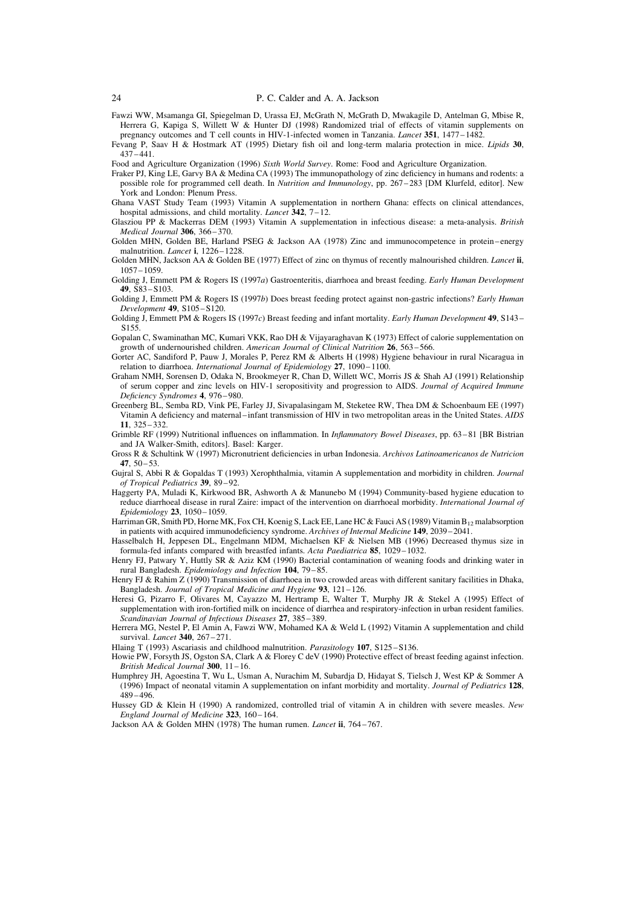Fawzi WW, Msamanga GI, Spiegelman D, Urassa EJ, McGrath N, McGrath D, Mwakagile D, Antelman G, Mbise R, Herrera G, Kapiga S, Willett W & Hunter DJ (1998) Randomized trial of effects of vitamin supplements on pregnancy outcomes and T cell counts in HIV-1-infected women in Tanzania. *Lancet* **351**, 1477–1482.

Fevang P, Saav H & Hostmark AT (1995) Dietary fish oil and long-term malaria protection in mice. *Lipids* **30**, 437–441.

Food and Agriculture Organization (1996) *Sixth World Survey*. Rome: Food and Agriculture Organization.

Fraker PJ, King LE, Garvy BA & Medina CA (1993) The immunopathology of zinc deficiency in humans and rodents: a possible role for programmed cell death. In *Nutrition and Immunology*, pp. 267–283 [DM Klurfeld, editor]. New York and London: Plenum Press.

Ghana VAST Study Team (1993) Vitamin A supplementation in northern Ghana: effects on clinical attendances, hospital admissions, and child mortality. *Lancet* **342**, 7–12.

Glasziou PP & Mackerras DEM (1993) Vitamin A supplementation in infectious disease: a meta-analysis. *British Medical Journal* **306**, 366–370.

Golden MHN, Golden BE, Harland PSEG & Jackson AA (1978) Zinc and immunocompetence in protein–energy malnutrition. *Lancet* **i**, 1226–1228.

Golden MHN, Jackson AA & Golden BE (1977) Effect of zinc on thymus of recently malnourished children. *Lancet* **ii**, 1057–1059.

Golding J, Emmett PM & Rogers IS (1997*a*) Gastroenteritis, diarrhoea and breast feeding. *Early Human Development* **49**, S83–S103.

Golding J, Emmett PM & Rogers IS (1997*b*) Does breast feeding protect against non-gastric infections? *Early Human Development* **49**, S105–S120.

Golding J, Emmett PM & Rogers IS (1997*c*) Breast feeding and infant mortality. *Early Human Development* **49**, S143–S155.

Gopalan C, Swaminathan MC, Kumari VKK, Rao DH & Vijayaraghavan K (1973) Effect of calorie supplementation on growth of undernourished children. *American Journal of Clinical Nutrition* **26**, 563–566.

Gorter AC, Sandiford P, Pauw J, Morales P, Perez RM & Alberts H (1998) Hygiene behaviour in rural Nicaragua in relation to diarrhoea. *International Journal of Epidemiology* **27**, 1090–1100.

Graham NMH, Sorensen D, Odaka N, Brookmeyer R, Chan D, Willett WC, Morris JS & Shah AJ (1991) Relationship of serum copper and zinc levels on HIV-1 seropositivity and progression to AIDS. *Journal of Acquired Immune Deficiency Syndromes* **4**, 976–980.

Greenberg BL, Semba RD, Vink PE, Farley JJ, Sivapalasingam M, Steketee RW, Thea DM & Schoenbaum EE (1997) Vitamin A deficiency and maternal–infant transmission of HIV in two metropolitan areas in the United States. *AIDS* **11**, 325–332.

Grimble RF (1999) Nutritional influences on inflammation. In *Inflammatory Bowel Diseases*, pp. 63–81 [BR Bistrian and JA Walker-Smith, editors]. Basel: Karger.

Gross R & Schultink W (1997) Micronutrient deficiencies in urban Indonesia. *Archivos Latinoamericanos de Nutricion* **47**, 50–53.

Gujral S, Abbi R & Gopaldas T (1993) Xerophthalmia, vitamin A supplementation and morbidity in children. *Journal of Tropical Pediatrics* **39**, 89–92.

Haggerty PA, Muladi K, Kirkwood BR, Ashworth A & Manunebo M (1994) Community-based hygiene education to reduce diarrhoeal disease in rural Zaire: impact of the intervention on diarrhoeal morbidity. *International Journal of Epidemiology* **23**, 1050–1059.

Harriman GR, Smith PD, Horne MK, Fox CH, Koenig S, Lack EE, Lane HC & Fauci AS (1989) Vitamin $B_{12}$ malabsorption in patients with acquired immunodeficiency syndrome. *Archives of Internal Medicine* **149**, 2039–2041.

Hasselbalch H, Jeppesen DL, Engelmann MDM, Michaelsen KF & Nielsen MB (1996) Decreased thymus size in formula-fed infants compared with breastfed infants. *Acta Paediatrica* **85**, 1029–1032.

Henry FJ, Patwary Y, Huttly SR & Aziz KM (1990) Bacterial contamination of weaning foods and drinking water in rural Bangladesh. *Epidemiology and Infection* **104**, 79–85.

Henry FJ & Rahim Z (1990) Transmission of diarrhoea in two crowded areas with different sanitary facilities in Dhaka, Bangladesh. *Journal of Tropical Medicine and Hygiene* **93**, 121–126.

Heresi G, Pizarro F, Olivares M, Cayazzo M, Hertramp E, Walter T, Murphy JR & Stekel A (1995) Effect of supplementation with iron-fortified milk on incidence of diarrhea and respiratory-infection in urban resident families. *Scandinavian Journal of Infectious Diseases* **27**, 385–389.

Herrera MG, Nestel P, El Amin A, Fawzi WW, Mohamed KA & Weld L (1992) Vitamin A supplementation and child survival. *Lancet* **340**, 267–271.

Hlaing T (1993) Ascariasis and childhood malnutrition. *Parasitology* **107**, S125–S136.

Howie PW, Forsyth JS, Ogston SA, Clark A & Florey C deV (1990) Protective effect of breast feeding against infection. *British Medical Journal* **300**, 11–16.

Humphrey JH, Agoestina T, Wu L, Usman A, Nurachim M, Subardja D, Hidayat S, Tielsch J, West KP & Sommer A (1996) Impact of neonatal vitamin A supplementation on infant morbidity and mortality. *Journal of Pediatrics* **128**, 489–496.

Hussey GD & Klein H (1990) A randomized, controlled trial of vitamin A in children with severe measles. *New England Journal of Medicine* **323**, 160–164.

Jackson AA & Golden MHN (1978) The human rumen. *Lancet* **ii**, 764–767.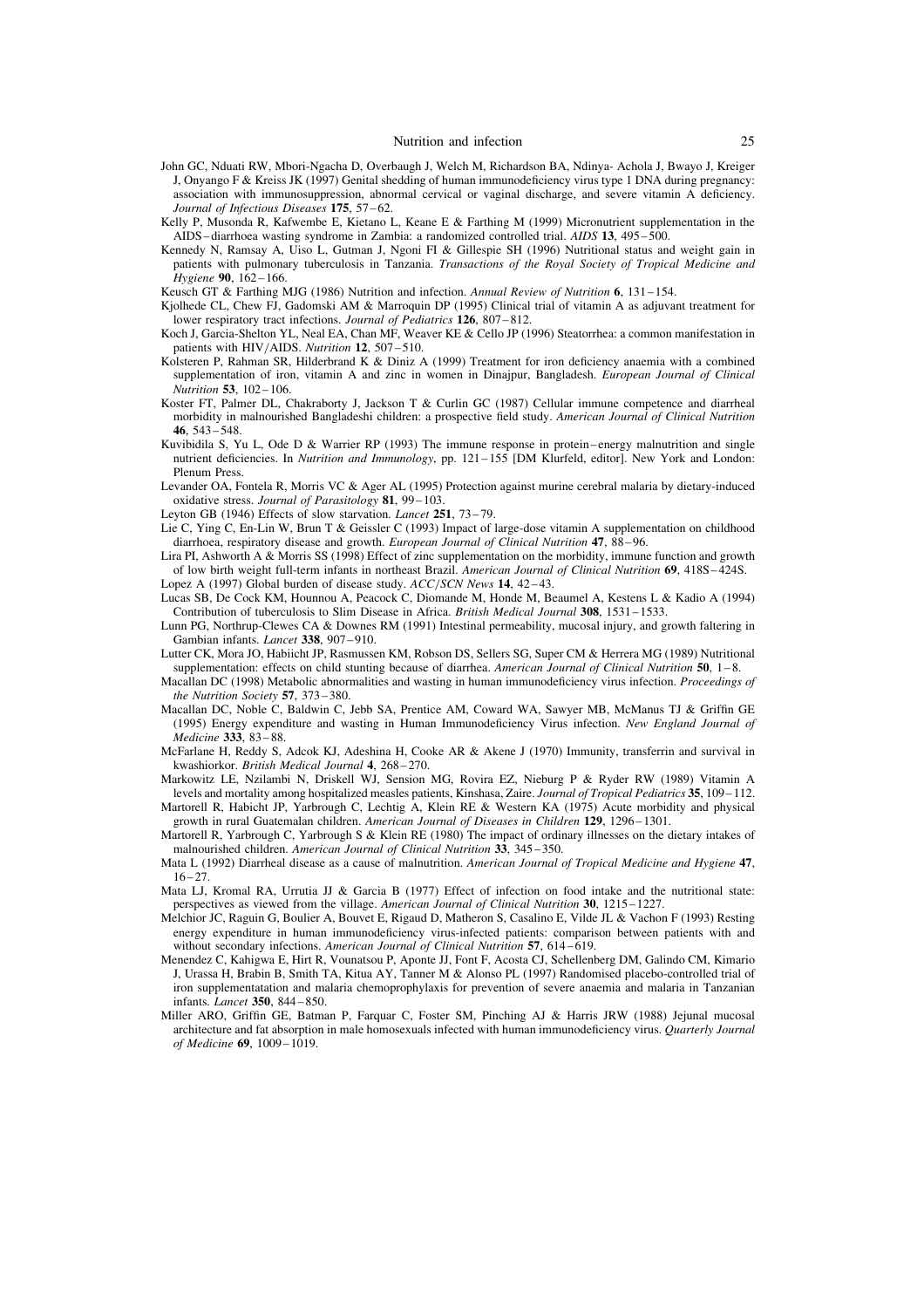John GC, Nduati RW, Mbori-Ngacha D, Overbaugh J, Welch M, Richardson BA, Ndinya- Achola J, Bwayo J, Kreiger J, Onyango F & Kreiss JK (1997) Genital shedding of human immunodeficiency virus type 1 DNA during pregnancy: association with immunosuppression, abnormal cervical or vaginal discharge, and severe vitamin A deficiency. *Journal of Infectious Diseases* **175**, 57–62.

Kelly P, Musonda R, Kafwembe E, Kietano L, Keane E & Farthing M (1999) Micronutrient supplementation in the AIDS–diarrhoea wasting syndrome in Zambia: a randomized controlled trial. *AIDS* **13**, 495–500.

Kennedy N, Ramsay A, Uiso L, Gutman J, Ngoni FI & Gillespie SH (1996) Nutritional status and weight gain in patients with pulmonary tuberculosis in Tanzania. *Transactions of the Royal Society of Tropical Medicine and Hygiene* **90**, 162–166.

Keusch GT & Farthing MJG (1986) Nutrition and infection. *Annual Review of Nutrition* **6**, 131–154.

Kjolhede CL, Chew FJ, Gadomski AM & Marroquin DP (1995) Clinical trial of vitamin A as adjuvant treatment for lower respiratory tract infections. *Journal of Pediatrics* **126**, 807–812.

Koch J, Garcia-Shelton YL, Neal EA, Chan MF, Weaver KE & Cello JP (1996) Steatorrhea: a common manifestation in patients with HIV/AIDS. *Nutrition* **12**, 507–510.

Kolsteren P, Rahman SR, Hilderbrand K & Diniz A (1999) Treatment for iron deficiency anaemia with a combined supplementation of iron, vitamin A and zinc in women in Dinajpur, Bangladesh. *European Journal of Clinical Nutrition* **53**, 102–106.

Koster FT, Palmer DL, Chakraborty J, Jackson T & Curlin GC (1987) Cellular immune competence and diarrheal morbidity in malnourished Bangladeshi children: a prospective field study. *American Journal of Clinical Nutrition* **46**, 543–548.

Kuvibidila S, Yu L, Ode D & Warrier RP (1993) The immune response in protein–energy malnutrition and single nutrient deficiencies. In *Nutrition and Immunology*, pp. 121–155 [DM Klurfeld, editor]. New York and London: Plenum Press.

Levander OA, Fontela R, Morris VC & Ager AL (1995) Protection against murine cerebral malaria by dietary-induced oxidative stress. *Journal of Parasitology* **81**, 99–103.

Leyton GB (1946) Effects of slow starvation. *Lancet* **251**, 73–79.

Lie C, Ying C, En-Lin W, Brun T & Geissler C (1993) Impact of large-dose vitamin A supplementation on childhood diarrhoea, respiratory disease and growth. *European Journal of Clinical Nutrition* **47**, 88–96.

Lira PI, Ashworth A & Morris SS (1998) Effect of zinc supplementation on the morbidity, immune function and growth of low birth weight full-term infants in northeast Brazil. *American Journal of Clinical Nutrition* **69**, 418S–424S.

Lopez A (1997) Global burden of disease study. *ACC/SCN News* **14**, 42–43.

Lucas SB, De Cock KM, Hounnou A, Peacock C, Diomande M, Honde M, Beaumel A, Kestens L & Kadio A (1994) Contribution of tuberculosis to Slim Disease in Africa. *British Medical Journal* **308**, 1531–1533.

Lunn PG, Northrup-Clewes CA & Downes RM (1991) Intestinal permeability, mucosal injury, and growth faltering in Gambian infants. *Lancet* **338**, 907–910.

Lutter CK, Mora JO, Habiicht JP, Rasmussen KM, Robson DS, Sellers SG, Super CM & Herrera MG (1989) Nutritional supplementation: effects on child stunting because of diarrhea. *American Journal of Clinical Nutrition* **50**, 1–8.

Macallan DC (1998) Metabolic abnormalities and wasting in human immunodeficiency virus infection. *Proceedings of the Nutrition Society* **57**, 373–380.

Macallan DC, Noble C, Baldwin C, Jebb SA, Prentice AM, Coward WA, Sawyer MB, McManus TJ & Griffin GE (1995) Energy expenditure and wasting in Human Immunodeficiency Virus infection. *New England Journal of Medicine* **333**, 83–88.

McFarlane H, Reddy S, Adcok KJ, Adeshina H, Cooke AR & Akene J (1970) Immunity, transferrin and survival in kwashiorkor. *British Medical Journal* **4**, 268–270.

Markowitz LE, Nzilambi N, Driskell WJ, Sension MG, Rovira EZ, Nieburg P & Ryder RW (1989) Vitamin A levels and mortality among hospitalized measles patients, Kinshasa, Zaire. *Journal of Tropical Pediatrics* **35**, 109–112.

Martorell R, Habicht JP, Yarbrough C, Lechtig A, Klein RE & Western KA (1975) Acute morbidity and physical growth in rural Guatemalan children. *American Journal of Diseases in Children* **129**, 1296–1301.

Martorell R, Yarbrough C, Yarbrough S & Klein RE (1980) The impact of ordinary illnesses on the dietary intakes of malnourished children. *American Journal of Clinical Nutrition* **33**, 345–350.

Mata L (1992) Diarrheal disease as a cause of malnutrition. *American Journal of Tropical Medicine and Hygiene* **47**, 16–27.

Mata LJ, Kromal RA, Urrutia JJ & Garcia B (1977) Effect of infection on food intake and the nutritional state: perspectives as viewed from the village. *American Journal of Clinical Nutrition* **30**, 1215–1227.

Melchior JC, Raguin G, Boulier A, Bouvet E, Rigaud D, Matheron S, Casalino E, Vilde JL & Vachon F (1993) Resting energy expenditure in human immunodeficiency virus-infected patients: comparison between patients with and without secondary infections. *American Journal of Clinical Nutrition* **57**, 614–619.

Menendez C, Kahigwa E, Hirt R, Vounatsou P, Aponte JJ, Font F, Acosta CJ, Schellenberg DM, Galindo CM, Kimario J, Urassa H, Brabin B, Smith TA, Kitua AY, Tanner M & Alonso PL (1997) Randomised placebo-controlled trial of iron supplementatation and malaria chemoprophylaxis for prevention of severe anaemia and malaria in Tanzanian infants. *Lancet* **350**, 844–850.

Miller ARO, Griffin GE, Batman P, Farquar C, Foster SM, Pinching AJ & Harris JRW (1988) Jejunal mucosal architecture and fat absorption in male homosexuals infected with human immunodeficiency virus. *Quarterly Journal of Medicine* **69**, 1009–1019.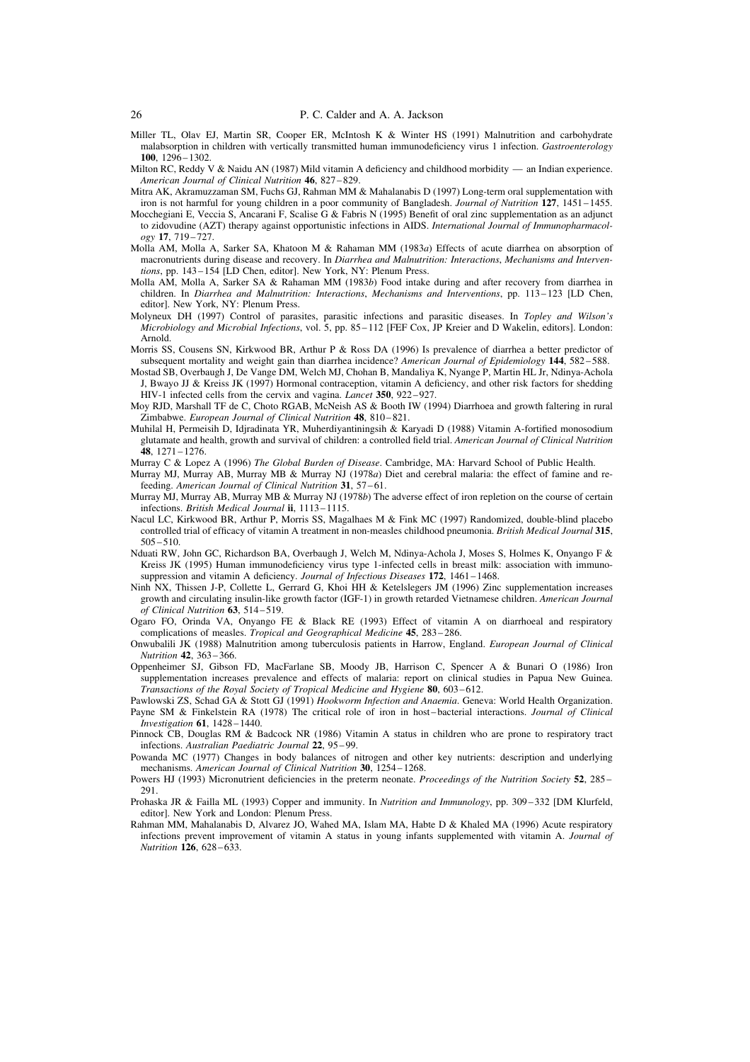Miller TL, Olav EJ, Martin SR, Cooper ER, McIntosh K & Winter HS (1991) Malnutrition and carbohydrate malabsorption in children with vertically transmitted human immunodeficiency virus 1 infection. *Gastroenterology* **100**, 1296–1302.

Milton RC, Reddy V & Naidu AN (1987) Mild vitamin A deficiency and childhood morbidity — an Indian experience. *American Journal of Clinical Nutrition* **46**, 827–829.

Mitra AK, Akramuzzaman SM, Fuchs GJ, Rahman MM & Mahalanabis D (1997) Long-term oral supplementation with iron is not harmful for young children in a poor community of Bangladesh. *Journal of Nutrition* **127**, 1451–1455.

Mocchegiani E, Veccia S, Ancarani F, Scalise G & Fabris N (1995) Benefit of oral zinc supplementation as an adjunct to zidovudine (AZT) therapy against opportunistic infections in AIDS. *International Journal of Immunopharmacology* **17**, 719–727.

Molla AM, Molla A, Sarker SA, Khatoon M & Rahaman MM (1983*a*) Effects of acute diarrhea on absorption of macronutrients during disease and recovery. In *Diarrhea and Malnutrition: Interactions, Mechanisms and Interventions*, pp. 143–154 [LD Chen, editor]. New York, NY: Plenum Press.

Molla AM, Molla A, Sarker SA & Rahaman MM (1983*b*) Food intake during and after recovery from diarrhea in children. In *Diarrhea and Malnutrition: Interactions, Mechanisms and Interventions*, pp. 113–123 [LD Chen, editor]. New York, NY: Plenum Press.

Molyneux DH (1997) Control of parasites, parasitic infections and parasitic diseases. In *Topley and Wilson's Microbiology and Microbial Infections*, vol. 5, pp. 85–112 [FEF Cox, JP Kreier and D Wakelin, editors]. London: Arnold.

Morris SS, Cousens SN, Kirkwood BR, Arthur P & Ross DA (1996) Is prevalence of diarrhea a better predictor of subsequent mortality and weight gain than diarrhea incidence? *American Journal of Epidemiology* **144**, 582–588.

Mostad SB, Overbaugh J, De Vange DM, Welch MJ, Chohan B, Mandaliya K, Nyange P, Martin HL Jr, Ndinya-Achola J, Bwayo JJ & Kreiss JK (1997) Hormonal contraception, vitamin A deficiency, and other risk factors for shedding HIV-1 infected cells from the cervix and vagina. *Lancet* **350**, 922–927.

Moy RJD, Marshall TF de C, Choto RGAB, McNeish AS & Booth IW (1994) Diarrhoea and growth faltering in rural Zimbabwe. *European Journal of Clinical Nutrition* **48**, 810–821.

Muhilal H, Permeisih D, Idjradinata YR, Muherdiyantiningsih & Karyadi D (1988) Vitamin A-fortified monosodium glutamate and health, growth and survival of children: a controlled field trial. *American Journal of Clinical Nutrition* **48**, 1271–1276.

Murray C & Lopez A (1996) *The Global Burden of Disease*. Cambridge, MA: Harvard School of Public Health.

Murray MJ, Murray AB, Murray MB & Murray NJ (1978*a*) Diet and cerebral malaria: the effect of famine and re-feeding. *American Journal of Clinical Nutrition* **31**, 57–61.

Murray MJ, Murray AB, Murray MB & Murray NJ (1978*b*) The adverse effect of iron repletion on the course of certain infections. *British Medical Journal* **ii**, 1113–1115.

Nacul LC, Kirkwood BR, Arthur P, Morris SS, Magalhaes M & Fink MC (1997) Randomized, double-blind placebo controlled trial of efficacy of vitamin A treatment in non-measles childhood pneumonia. *British Medical Journal* **315**, 505–510.

Nduati RW, John GC, Richardson BA, Overbaugh J, Welch M, Ndinya-Achola J, Moses S, Holmes K, Onyango F & Kreiss JK (1995) Human immunodeficiency virus type 1-infected cells in breast milk: association with immunosuppression and vitamin A deficiency. *Journal of Infectious Diseases* **172**, 1461–1468.

Ninh NX, Thissen J-P, Collette L, Gerrard G, Khoi HH & Ketelslegers JM (1996) Zinc supplementation increases growth and circulating insulin-like growth factor (IGF-1) in growth retarded Vietnamese children. *American Journal of Clinical Nutrition* **63**, 514–519.

Ogaro FO, Orinda VA, Onyango FE & Black RE (1993) Effect of vitamin A on diarrhoeal and respiratory complications of measles. *Tropical and Geographical Medicine* **45**, 283–286.

Onwubalili JK (1988) Malnutrition among tuberculosis patients in Harrow, England. *European Journal of Clinical Nutrition* **42**, 363–366.

Oppenheimer SJ, Gibson FD, MacFarlane SB, Moody JB, Harrison C, Spencer A & Bunari O (1986) Iron supplementation increases prevalence and effects of malaria: report on clinical studies in Papua New Guinea. *Transactions of the Royal Society of Tropical Medicine and Hygiene* **80**, 603–612.

Pawlowski ZS, Schad GA & Stott GJ (1991) *Hookworm Infection and Anaemia*. Geneva: World Health Organization.

Payne SM & Finkelstein RA (1978) The critical role of iron in host–bacterial interactions. *Journal of Clinical Investigation* **61**, 1428–1440.

Pinnock CB, Douglas RM & Badcock NR (1986) Vitamin A status in children who are prone to respiratory tract infections. *Australian Paediatric Journal* **22**, 95–99.

Powanda MC (1977) Changes in body balances of nitrogen and other key nutrients: description and underlying mechanisms. *American Journal of Clinical Nutrition* **30**, 1254–1268.

Powers HJ (1993) Micronutrient deficiencies in the preterm neonate. *Proceedings of the Nutrition Society* **52**, 285–291.

Prohaska JR & Failla ML (1993) Copper and immunity. In *Nutrition and Immunology*, pp. 309–332 [DM Klurfeld, editor]. New York and London: Plenum Press.

Rahman MM, Mahalanabis D, Alvarez JO, Wahed MA, Islam MA, Habte D & Khaled MA (1996) Acute respiratory infections prevent improvement of vitamin A status in young infants supplemented with vitamin A. *Journal of Nutrition* **126**, 628–633.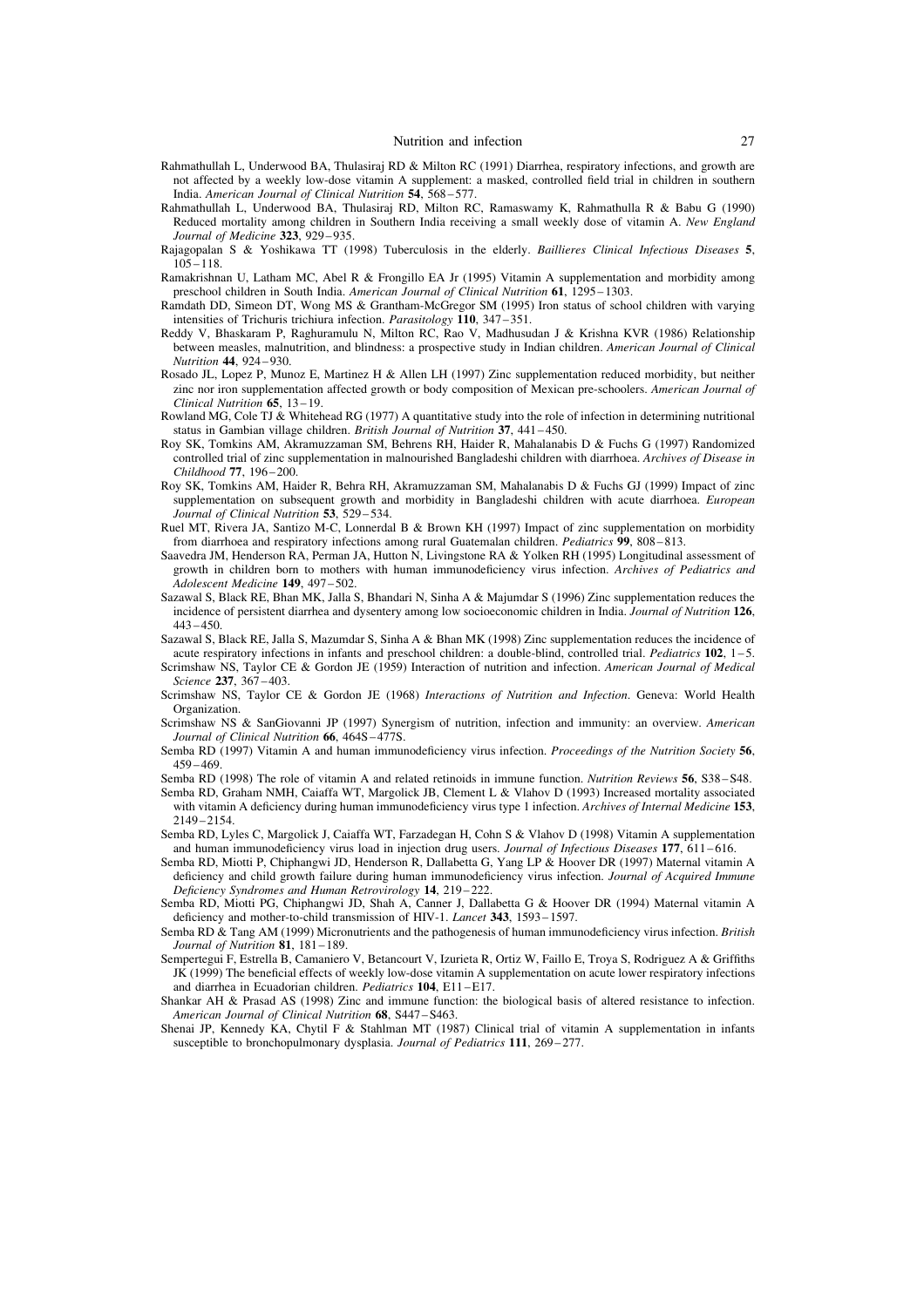Rahmathullah L, Underwood BA, Thulasiraj RD & Milton RC (1991) Diarrhea, respiratory infections, and growth are not affected by a weekly low-dose vitamin A supplement: a masked, controlled field trial in children in southern India. *American Journal of Clinical Nutrition* **54**, 568–577.

Rahmathullah L, Underwood BA, Thulasiraj RD, Milton RC, Ramaswamy K, Rahmathulla R & Babu G (1990) Reduced mortality among children in Southern India receiving a small weekly dose of vitamin A. *New England Journal of Medicine* **323**, 929–935.

Rajagopalan S & Yoshikawa TT (1998) Tuberculosis in the elderly. *Baillieres Clinical Infectious Diseases* **5**, 105–118.

Ramakrishnan U, Latham MC, Abel R & Frongillo EA Jr (1995) Vitamin A supplementation and morbidity among preschool children in South India. *American Journal of Clinical Nutrition* **61**, 1295–1303.

Ramdath DD, Simeon DT, Wong MS & Grantham-McGregor SM (1995) Iron status of school children with varying intensities of Trichuris trichiura infection. *Parasitology* **110**, 347–351.

Reddy V, Bhaskaram P, Raghuramulu N, Milton RC, Rao V, Madhusudan J & Krishna KVR (1986) Relationship between measles, malnutrition, and blindness: a prospective study in Indian children. *American Journal of Clinical Nutrition* **44**, 924–930.

Rosado JL, Lopez P, Munoz E, Martinez H & Allen LH (1997) Zinc supplementation reduced morbidity, but neither zinc nor iron supplementation affected growth or body composition of Mexican pre-schoolers. *American Journal of Clinical Nutrition* **65**, 13–19.

Rowland MG, Cole TJ & Whitehead RG (1977) A quantitative study into the role of infection in determining nutritional status in Gambian village children. *British Journal of Nutrition* **37**, 441–450.

Roy SK, Tomkins AM, Akramuzzaman SM, Behrens RH, Haider R, Mahalanabis D & Fuchs G (1997) Randomized controlled trial of zinc supplementation in malnourished Bangladeshi children with diarrhoea. *Archives of Disease in Childhood* **77**, 196–200.

Roy SK, Tomkins AM, Haider R, Behra RH, Akramuzzaman SM, Mahalanabis D & Fuchs GJ (1999) Impact of zinc supplementation on subsequent growth and morbidity in Bangladeshi children with acute diarrhoea. *European Journal of Clinical Nutrition* **53**, 529–534.

Ruel MT, Rivera JA, Santizo M-C, Lonnerdal B & Brown KH (1997) Impact of zinc supplementation on morbidity from diarrhoea and respiratory infections among rural Guatemalan children. *Pediatrics* **99**, 808–813.

Saavedra JM, Henderson RA, Perman JA, Hutton N, Livingstone RA & Yolken RH (1995) Longitudinal assessment of growth in children born to mothers with human immunodeficiency virus infection. *Archives of Pediatrics and Adolescent Medicine* **149**, 497–502.

Sazawal S, Black RE, Bhan MK, Jalla S, Bhandari N, Sinha A & Majumdar S (1996) Zinc supplementation reduces the incidence of persistent diarrhea and dysentery among low socioeconomic children in India. *Journal of Nutrition* **126**, 443–450.

Sazawal S, Black RE, Jalla S, Mazumdar S, Sinha A & Bhan MK (1998) Zinc supplementation reduces the incidence of acute respiratory infections in infants and preschool children: a double-blind, controlled trial. *Pediatrics* **102**, 1–5.

Scrimshaw NS, Taylor CE & Gordon JE (1959) Interaction of nutrition and infection. *American Journal of Medical Science* **237**, 367–403.

Scrimshaw NS, Taylor CE & Gordon JE (1968) *Interactions of Nutrition and Infection*. Geneva: World Health Organization.

Scrimshaw NS & SanGiovanni JP (1997) Synergism of nutrition, infection and immunity: an overview. *American Journal of Clinical Nutrition* **66**, 464S–477S.

Semba RD (1997) Vitamin A and human immunodeficiency virus infection. *Proceedings of the Nutrition Society* **56**, 459–469.

Semba RD (1998) The role of vitamin A and related retinoids in immune function. *Nutrition Reviews* **56**, S38–S48.

Semba RD, Graham NMH, Caiaffa WT, Margolick JB, Clement L & Vlahov D (1993) Increased mortality associated with vitamin A deficiency during human immunodeficiency virus type 1 infection. *Archives of Internal Medicine* **153**, 2149–2154.

Semba RD, Lyles C, Margolick J, Caiaffa WT, Farzadegan H, Cohn S & Vlahov D (1998) Vitamin A supplementation and human immunodeficiency virus load in injection drug users. *Journal of Infectious Diseases* **177**, 611–616.

Semba RD, Miotti P, Chiphangwi JD, Henderson R, Dallabetta G, Yang LP & Hoover DR (1997) Maternal vitamin A deficiency and child growth failure during human immunodeficiency virus infection. *Journal of Acquired Immune Deficiency Syndromes and Human Retrovirology* **14**, 219–222.

Semba RD, Miotti PG, Chiphangwi JD, Shah A, Canner J, Dallabetta G & Hoover DR (1994) Maternal vitamin A deficiency and mother-to-child transmission of HIV-1. *Lancet* **343**, 1593–1597.

Semba RD & Tang AM (1999) Micronutrients and the pathogenesis of human immunodeficiency virus infection. *British Journal of Nutrition* **81**, 181–189.

Sempertegui F, Estrella B, Camaniero V, Betancourt V, Izurieta R, Ortiz W, Faillo E, Troya S, Rodriguez A & Griffiths JK (1999) The beneficial effects of weekly low-dose vitamin A supplementation on acute lower respiratory infections and diarrhea in Ecuadorian children. *Pediatrics* **104**, E11–E17.

Shankar AH & Prasad AS (1998) Zinc and immune function: the biological basis of altered resistance to infection. *American Journal of Clinical Nutrition* **68**, S447–S463.

Shenai JP, Kennedy KA, Chytil F & Stahlman MT (1987) Clinical trial of vitamin A supplementation in infants susceptible to bronchopulmonary dysplasia. *Journal of Pediatrics* **111**, 269–277.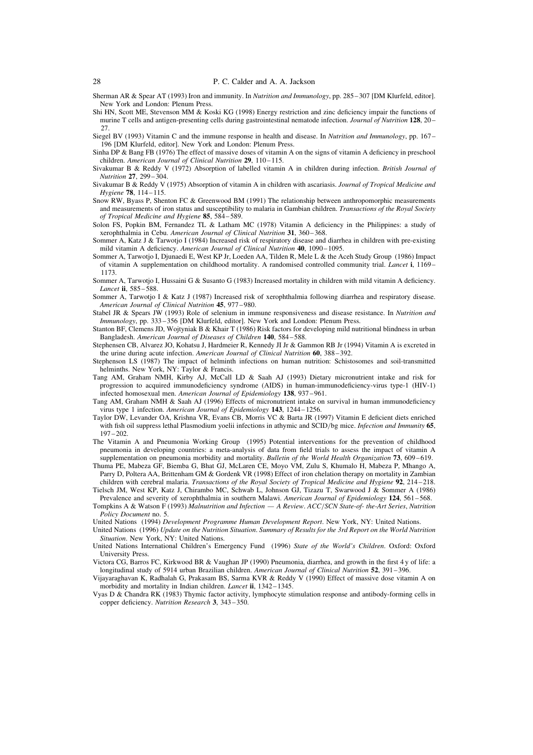Sherman AR & Spear AT (1993) Iron and immunity. In *Nutrition and Immunology*, pp. 285–307 [DM Klurfeld, editor]. New York and London: Plenum Press.

Shi HN, Scott ME, Stevenson MM & Koski KG (1998) Energy restriction and zinc deficiency impair the functions of murine T cells and antigen-presenting cells during gastrointestinal nematode infection. *Journal of Nutrition* **128**, 20–27.

Siegel BV (1993) Vitamin C and the immune response in health and disease. In *Nutrition and Immunology*, pp. 167–196 [DM Klurfeld, editor]. New York and London: Plenum Press.

Sinha DP & Bang FB (1976) The effect of massive doses of vitamin A on the signs of vitamin A deficiency in preschool children. *American Journal of Clinical Nutrition* **29**, 110–115.

Sivakumar B & Reddy V (1972) Absorption of labelled vitamin A in children during infection. *British Journal of Nutrition* **27**, 299–304.

Sivakumar B & Reddy V (1975) Absorption of vitamin A in children with ascariasis. *Journal of Tropical Medicine and Hygiene* **78**, 114–115.

Snow RW, Byass P, Shenton FC & Greenwood BM (1991) The relationship between anthropomorphic measurements and measurements of iron status and susceptibility to malaria in Gambian children. *Transactions of the Royal Society of Tropical Medicine and Hygiene* **85**, 584–589.

Solon FS, Popkin BM, Fernandez TL & Latham MC (1978) Vitamin A deficiency in the Philippines: a study of xerophthalmia in Cebu. *American Journal of Clinical Nutrition* **31**, 360–368.

Sommer A, Katz J & Tarwotjo I (1984) Increased risk of respiratory disease and diarrhea in children with pre-existing mild vitamin A deficiency. *American Journal of Clinical Nutrition* **40**, 1090–1095.

Sommer A, Tarwotjo I, Djunaedi E, West KP Jr, Loeden AA, Tilden R, Mele L & the Aceh Study Group (1986) Impact of vitamin A supplementation on childhood mortality. A randomised controlled community trial. *Lancet* **i**, 1169–1173.

Sommer A, Tarwotjo I, Hussaini G & Susanto G (1983) Increased mortality in children with mild vitamin A deficiency. *Lancet* **ii**, 585–588.

Sommer A, Tarwotjo I & Katz J (1987) Increased risk of xerophthalmia following diarrhea and respiratory disease. *American Journal of Clinical Nutrition* **45**, 977–980.

Stabel JR & Spears JW (1993) Role of selenium in immune responsiveness and disease resistance. In *Nutrition and Immunology*, pp. 333–356 [DM Klurfeld, editor]. New York and London: Plenum Press.

Stanton BF, Clemens JD, Wojtyniak B & Khair T (1986) Risk factors for developing mild nutritional blindness in urban Bangladesh. *American Journal of Diseases of Children* **140**, 584–588.

Stephensen CB, Alvarez JO, Kohatsu J, Hardmeier R, Kennedy JI Jr & Gammon RB Jr (1994) Vitamin A is excreted in the urine during acute infection. *American Journal of Clinical Nutrition* **60**, 388–392.

Stephenson LS (1987) The impact of helminth infections on human nutrition: Schistosomes and soil-transmitted helminths. New York, NY: Taylor & Francis.

Tang AM, Graham NMH, Kirby AJ, McCall LD & Saah AJ (1993) Dietary micronutrient intake and risk for progression to acquired immunodeficiency syndrome (AIDS) in human-immunodeficiency-virus type-1 (HIV-1) infected homosexual men. *American Journal of Epidemiology* **138**, 937–961.

Tang AM, Graham NMH & Saah AJ (1996) Effects of micronutrient intake on survival in human immunodeficiency virus type 1 infection. *American Journal of Epidemiology* **143**, 1244–1256.

Taylor DW, Levander OA, Krishna VR, Evans CB, Morris VC & Barta JR (1997) Vitamin E deficient diets enriched with fish oil suppress lethal Plasmodium yoelii infections in athymic and SCID/bg mice. *Infection and Immunity* **65**, 197–202.

The Vitamin A and Pneumonia Working Group (1995) Potential interventions for the prevention of childhood pneumonia in developing countries: a meta-analysis of data from field trials to assess the impact of vitamin A supplementation on pneumonia morbidity and mortality. *Bulletin of the World Health Organization* **73**, 609–619.

Thuma PE, Mabeza GF, Biemba G, Bhat GJ, McLaren CE, Moyo VM, Zulu S, Khumalo H, Mabeza P, Mhango A, Parry D, Poltera AA, Brittenham GM & Gordenk VR (1998) Effect of iron chelation therapy on mortality in Zambian children with cerebral malaria. *Transactions of the Royal Society of Tropical Medicine and Hygiene* **92**, 214–218.

Tielsch JM, West KP, Katz J, Chirambo MC, Schwab L, Johnson GJ, Tizazu T, Swarwood J & Sommer A (1986) Prevalence and severity of xerophthalmia in southern Malawi. *American Journal of Epidemiology* **124**, 561–568.

Tompkins A & Watson F (1993) *Malnutrition and Infection — A Review*. *ACC/SCN State-of- the-Art Series*, *Nutrition Policy Document* no. 5.

United Nations (1994) *Development Programme Human Development Report*. New York, NY: United Nations.

United Nations (1996) *Update on the Nutrition Situation. Summary of Results for the 3rd Report on the World Nutrition Situation*. New York, NY: United Nations.

United Nations International Children's Emergency Fund (1996) *State of the World's Children*. Oxford: Oxford University Press.

Victora CG, Barros FC, Kirkwood BR & Vaughan JP (1990) Pneumonia, diarrhea, and growth in the first 4 y of life: a longitudinal study of 5914 urban Brazilian children. *American Journal of Clinical Nutrition* **52**, 391–396.

Vijayaraghavan K, Radhalah G, Prakasam BS, Sarma KVR & Reddy V (1990) Effect of massive dose vitamin A on morbidity and mortality in Indian children. *Lancet* **ii**, 1342–1345.

Vyas D & Chandra RK (1983) Thymic factor activity, lymphocyte stimulation response and antibody-forming cells in copper deficiency. *Nutrition Research* **3**, 343–350.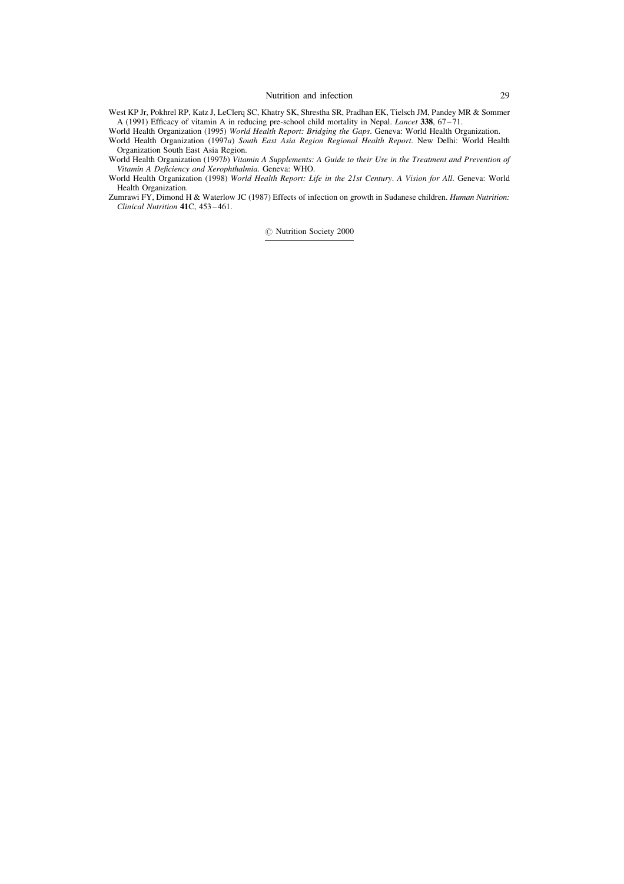West KP Jr, Pokhrel RP, Katz J, LeClerq SC, Khatry SK, Shrestha SR, Pradhan EK, Tielsch JM, Pandey MR & Sommer A (1991) Efficacy of vitamin A in reducing pre-school child mortality in Nepal. *Lancet* **338**, 67–71.

World Health Organization (1995) *World Health Report: Bridging the Gaps*. Geneva: World Health Organization.

World Health Organization (1997*a*) *South East Asia Region Regional Health Report*. New Delhi: World Health Organization South East Asia Region.

World Health Organization (1997*b*) *Vitamin A Supplements: A Guide to their Use in the Treatment and Prevention of Vitamin A Deficiency and Xerophthalmia*. Geneva: WHO.

World Health Organization (1998) *World Health Report: Life in the 21st Century. A Vision for All*. Geneva: World Health Organization.

Zumrawi FY, Dimond H & Waterlow JC (1987) Effects of infection on growth in Sudanese children. *Human Nutrition: Clinical Nutrition* **41**C, 453–461.

© Nutrition Society 2000